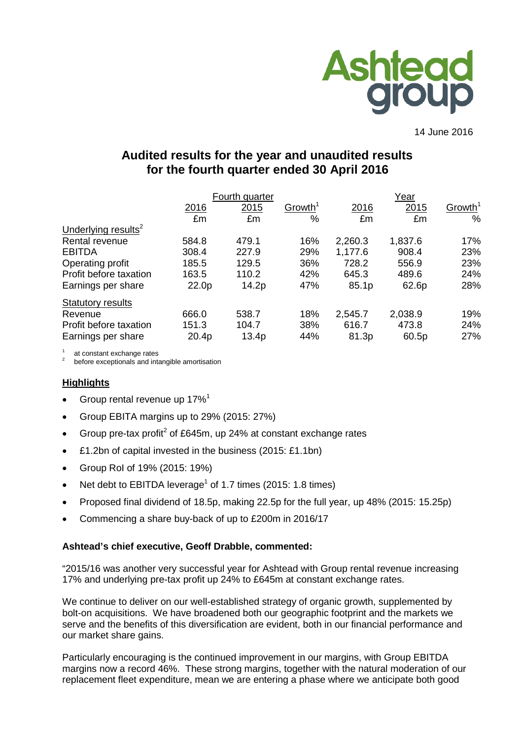14 June 2016

# Audited results for the year and unaudited results for the fourth quarter ended 30 April 2016

| | Fourth quarter | | | Year | | |
|---|---|---|---|---|---|---|
| | 2016 | 2015 | Growth[1] | 2016 | 2015 | Growth[1] |
| | £m | £m | % | £m | £m | % |
| Underlying results[2] | | | | | | |
| Rental revenue | 584.8 | 479.1 | 16% | 2,260.3 | 1,837.6 | 17% |
| EBITDA | 308.4 | 227.9 | 29% | 1,177.6 | 908.4 | 23% |
| Operating profit | 185.5 | 129.5 | 36% | 728.2 | 556.9 | 23% |
| Profit before taxation | 163.5 | 110.2 | 42% | 645.3 | 489.6 | 24% |
| Earnings per share | 22.0p | 14.2p | 47% | 85.1p | 62.6p | 28% |
| Statutory results | | | | | | |
| Revenue | 666.0 | 538.7 | 18% | 2,545.7 | 2,038.9 | 19% |
| Profit before taxation | 151.3 | 104.7 | 38% | 616.7 | 473.8 | 24% |
| Earnings per share | 20.4p | 13.4p | 44% | 81.3p | 60.5p | 27% |

[1] at constant exchange rates
[2] before exceptionals and intangible amortisation

## Highlights

- Group rental revenue up 17%[1]
- Group EBITA margins up to 29% (2015: 27%)
- Group pre-tax profit[2] of £645m, up 24% at constant exchange rates
- £1.2bn of capital invested in the business (2015: £1.1bn)
- Group RoI of 19% (2015: 19%)
- Net debt to EBITDA leverage[1] of 1.7 times (2015: 1.8 times)
- Proposed final dividend of 18.5p, making 22.5p for the full year, up 48% (2015: 15.25p)
- Commencing a share buy-back of up to £200m in 2016/17

**Ashtead's chief executive, Geoff Drabble, commented:**

"2015/16 was another very successful year for Ashtead with Group rental revenue increasing 17% and underlying pre-tax profit up 24% to £645m at constant exchange rates.

We continue to deliver on our well-established strategy of organic growth, supplemented by bolt-on acquisitions. We have broadened both our geographic footprint and the markets we serve and the benefits of this diversification are evident, both in our financial performance and our market share gains.

Particularly encouraging is the continued improvement in our margins, with Group EBITDA margins now a record 46%. These strong margins, together with the natural moderation of our replacement fleet expenditure, mean we are entering a phase where we anticipate both good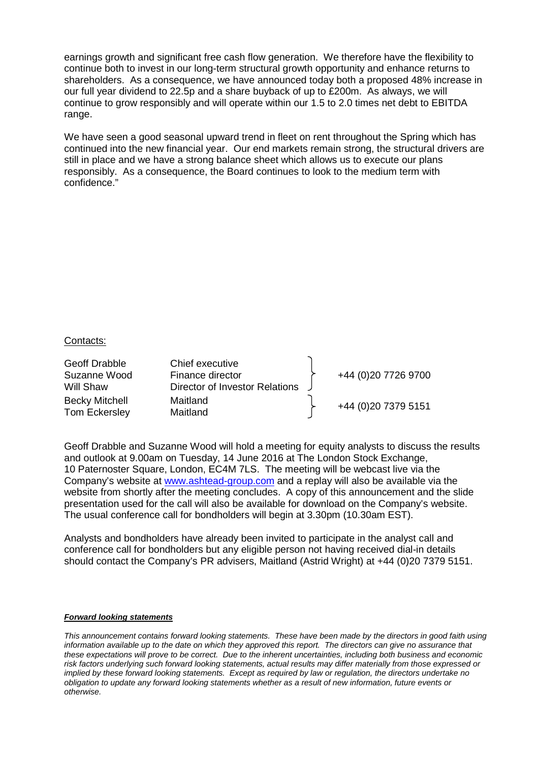earnings growth and significant free cash flow generation. We therefore have the flexibility to continue both to invest in our long-term structural growth opportunity and enhance returns to shareholders. As a consequence, we have announced today both a proposed 48% increase in our full year dividend to 22.5p and a share buyback of up to £200m. As always, we will continue to grow responsibly and will operate within our 1.5 to 2.0 times net debt to EBITDA range.

We have seen a good seasonal upward trend in fleet on rent throughout the Spring which has continued into the new financial year. Our end markets remain strong, the structural drivers are still in place and we have a strong balance sheet which allows us to execute our plans responsibly. As a consequence, the Board continues to look to the medium term with confidence."

Contacts:

| | | |
|---|---|---|
| Geoff Drabble | Chief executive | +44 (0)20 7726 9700 |
| Suzanne Wood | Finance director | |
| Will Shaw | Director of Investor Relations | |
| Becky Mitchell | Maitland | +44 (0)20 7379 5151 |
| Tom Eckersley | Maitland | |

Geoff Drabble and Suzanne Wood will hold a meeting for equity analysts to discuss the results and outlook at 9.00am on Tuesday, 14 June 2016 at The London Stock Exchange, 10 Paternoster Square, London, EC4M 7LS. The meeting will be webcast live via the Company's website at www.ashtead-group.com and a replay will also be available via the website from shortly after the meeting concludes. A copy of this announcement and the slide presentation used for the call will also be available for download on the Company's website. The usual conference call for bondholders will begin at 3.30pm (10.30am EST).

Analysts and bondholders have already been invited to participate in the analyst call and conference call for bondholders but any eligible person not having received dial-in details should contact the Company's PR advisers, Maitland (Astrid Wright) at +44 (0)20 7379 5151.

***Forward looking statements***

*This announcement contains forward looking statements. These have been made by the directors in good faith using information available up to the date on which they approved this report. The directors can give no assurance that these expectations will prove to be correct. Due to the inherent uncertainties, including both business and economic risk factors underlying such forward looking statements, actual results may differ materially from those expressed or implied by these forward looking statements. Except as required by law or regulation, the directors undertake no obligation to update any forward looking statements whether as a result of new information, future events or otherwise.*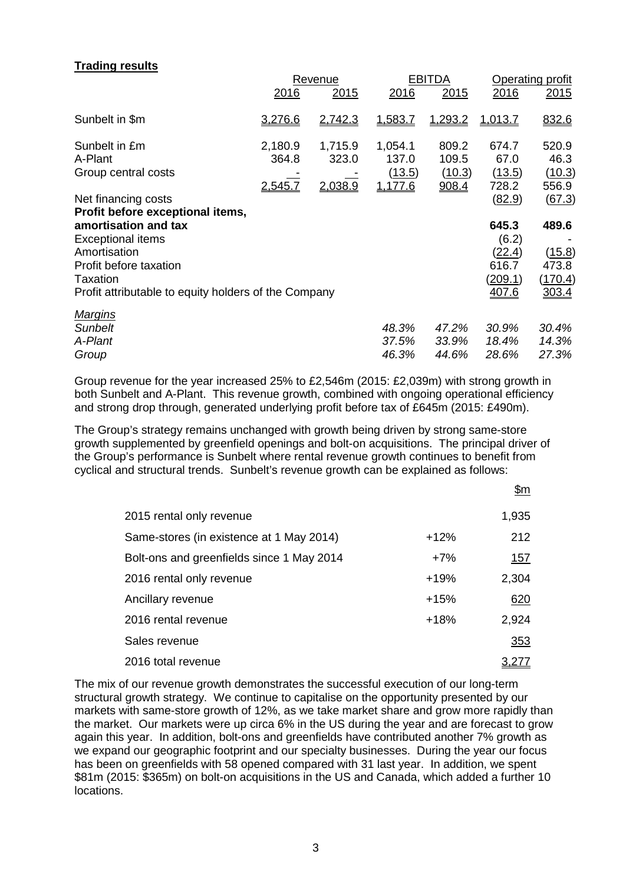**Trading results**

| | Revenue | | EBITDA | | Operating profit | |
|---|---|---|---|---|---|---|
| | 2016 | 2015 | 2016 | 2015 | 2016 | 2015 |
| Sunbelt in $m | 3,276.6 | 2,742.3 | 1,583.7 | 1,293.2 | 1,013.7 | 832.6 |
| Sunbelt in £m | 2,180.9 | 1,715.9 | 1,054.1 | 809.2 | 674.7 | 520.9 |
| A-Plant | 364.8 | 323.0 | 137.0 | 109.5 | 67.0 | 46.3 |
| Group central costs | - | - | (13.5) | (10.3) | (13.5) | (10.3) |
| | 2,545.7 | 2,038.9 | 1,177.6 | 908.4 | 728.2 | 556.9 |
| Net financing costs | | | | | (82.9) | (67.3) |
| **Profit before exceptional items, amortisation and tax** | | | | | **645.3** | **489.6** |
| Exceptional items | | | | | (6.2) | - |
| Amortisation | | | | | (22.4) | (15.8) |
| Profit before taxation | | | | | 616.7 | 473.8 |
| Taxation | | | | | (209.1) | (170.4) |
| Profit attributable to equity holders of the Company | | | | | 407.6 | 303.4 |
| *Margins* | | | | | | |
| *Sunbelt* | | | *48.3%* | *47.2%* | *30.9%* | *30.4%* |
| *A-Plant* | | | *37.5%* | *33.9%* | *18.4%* | *14.3%* |
| *Group* | | | *46.3%* | *44.6%* | *28.6%* | *27.3%* |

Group revenue for the year increased 25% to £2,546m (2015: £2,039m) with strong growth in both Sunbelt and A-Plant. This revenue growth, combined with ongoing operational efficiency and strong drop through, generated underlying profit before tax of £645m (2015: £490m).

The Group's strategy remains unchanged with growth being driven by strong same-store growth supplemented by greenfield openings and bolt-on acquisitions. The principal driver of the Group's performance is Sunbelt where rental revenue growth continues to benefit from cyclical and structural trends. Sunbelt's revenue growth can be explained as follows:

| | | $m |
|---|---|---|
| 2015 rental only revenue | | 1,935 |
| Same-stores (in existence at 1 May 2014) | +12% | 212 |
| Bolt-ons and greenfields since 1 May 2014 | +7% | 157 |
| 2016 rental only revenue | +19% | 2,304 |
| Ancillary revenue | +15% | 620 |
| 2016 rental revenue | +18% | 2,924 |
| Sales revenue | | 353 |
| 2016 total revenue | | 3,277 |

The mix of our revenue growth demonstrates the successful execution of our long-term structural growth strategy. We continue to capitalise on the opportunity presented by our markets with same-store growth of 12%, as we take market share and grow more rapidly than the market. Our markets were up circa 6% in the US during the year and are forecast to grow again this year. In addition, bolt-ons and greenfields have contributed another 7% growth as we expand our geographic footprint and our specialty businesses. During the year our focus has been on greenfields with 58 opened compared with 31 last year. In addition, we spent $81m (2015: $365m) on bolt-on acquisitions in the US and Canada, which added a further 10 locations.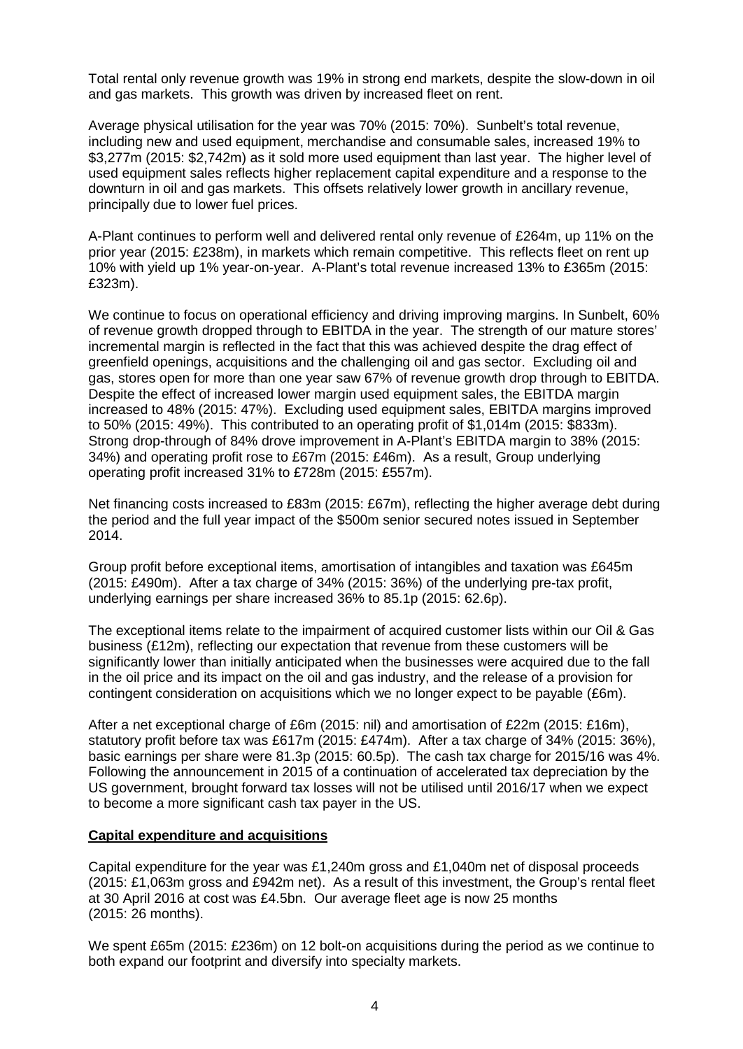Total rental only revenue growth was 19% in strong end markets, despite the slow-down in oil and gas markets. This growth was driven by increased fleet on rent.

Average physical utilisation for the year was 70% (2015: 70%). Sunbelt's total revenue, including new and used equipment, merchandise and consumable sales, increased 19% to $3,277m (2015: $2,742m) as it sold more used equipment than last year. The higher level of used equipment sales reflects higher replacement capital expenditure and a response to the downturn in oil and gas markets. This offsets relatively lower growth in ancillary revenue, principally due to lower fuel prices.

A-Plant continues to perform well and delivered rental only revenue of £264m, up 11% on the prior year (2015: £238m), in markets which remain competitive. This reflects fleet on rent up 10% with yield up 1% year-on-year. A-Plant's total revenue increased 13% to £365m (2015: £323m).

We continue to focus on operational efficiency and driving improving margins. In Sunbelt, 60% of revenue growth dropped through to EBITDA in the year. The strength of our mature stores' incremental margin is reflected in the fact that this was achieved despite the drag effect of greenfield openings, acquisitions and the challenging oil and gas sector. Excluding oil and gas, stores open for more than one year saw 67% of revenue growth drop through to EBITDA. Despite the effect of increased lower margin used equipment sales, the EBITDA margin increased to 48% (2015: 47%). Excluding used equipment sales, EBITDA margins improved to 50% (2015: 49%). This contributed to an operating profit of $1,014m (2015: $833m). Strong drop-through of 84% drove improvement in A-Plant's EBITDA margin to 38% (2015: 34%) and operating profit rose to £67m (2015: £46m). As a result, Group underlying operating profit increased 31% to £728m (2015: £557m).

Net financing costs increased to £83m (2015: £67m), reflecting the higher average debt during the period and the full year impact of the $500m senior secured notes issued in September 2014.

Group profit before exceptional items, amortisation of intangibles and taxation was £645m (2015: £490m). After a tax charge of 34% (2015: 36%) of the underlying pre-tax profit, underlying earnings per share increased 36% to 85.1p (2015: 62.6p).

The exceptional items relate to the impairment of acquired customer lists within our Oil & Gas business (£12m), reflecting our expectation that revenue from these customers will be significantly lower than initially anticipated when the businesses were acquired due to the fall in the oil price and its impact on the oil and gas industry, and the release of a provision for contingent consideration on acquisitions which we no longer expect to be payable (£6m).

After a net exceptional charge of £6m (2015: nil) and amortisation of £22m (2015: £16m), statutory profit before tax was £617m (2015: £474m). After a tax charge of 34% (2015: 36%), basic earnings per share were 81.3p (2015: 60.5p). The cash tax charge for 2015/16 was 4%. Following the announcement in 2015 of a continuation of accelerated tax depreciation by the US government, brought forward tax losses will not be utilised until 2016/17 when we expect to become a more significant cash tax payer in the US.

**Capital expenditure and acquisitions**

Capital expenditure for the year was £1,240m gross and £1,040m net of disposal proceeds (2015: £1,063m gross and £942m net). As a result of this investment, the Group's rental fleet at 30 April 2016 at cost was £4.5bn. Our average fleet age is now 25 months (2015: 26 months).

We spent £65m (2015: £236m) on 12 bolt-on acquisitions during the period as we continue to both expand our footprint and diversify into specialty markets.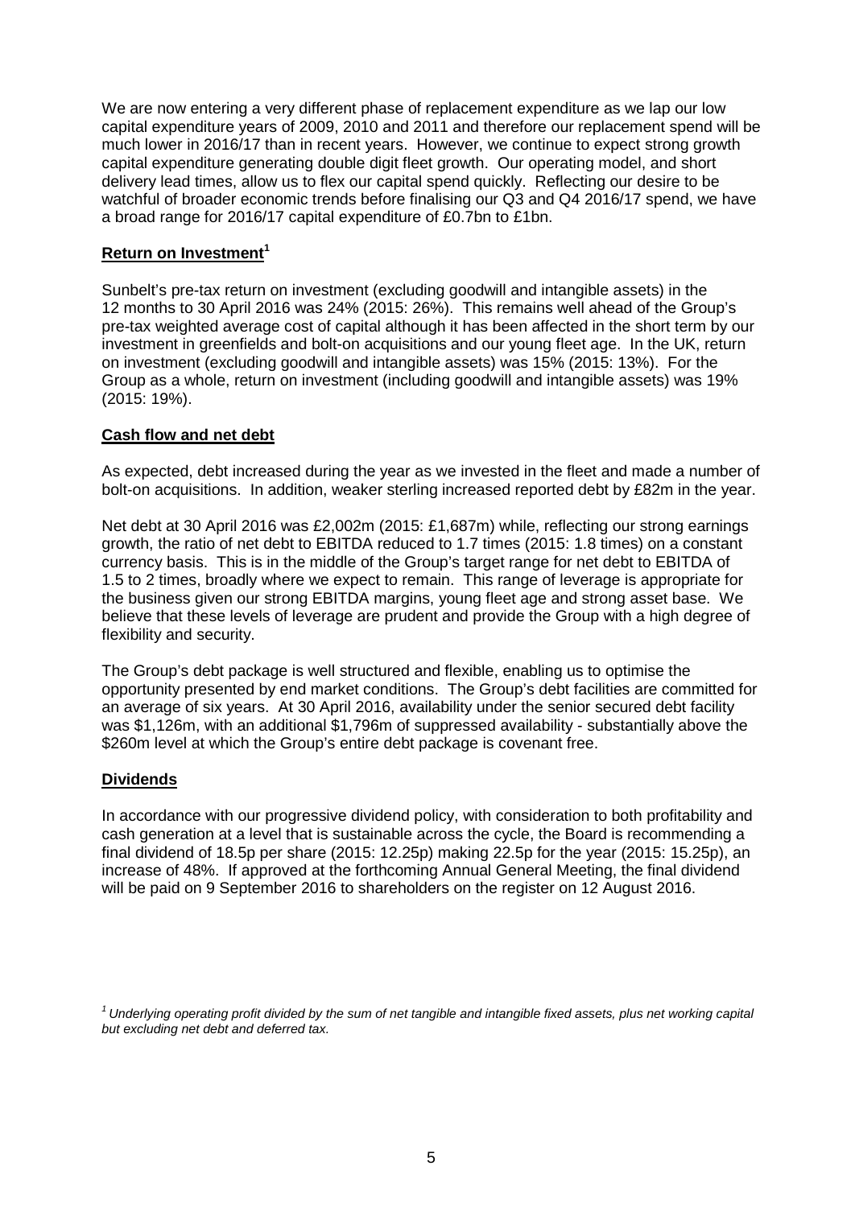We are now entering a very different phase of replacement expenditure as we lap our low capital expenditure years of 2009, 2010 and 2011 and therefore our replacement spend will be much lower in 2016/17 than in recent years. However, we continue to expect strong growth capital expenditure generating double digit fleet growth. Our operating model, and short delivery lead times, allow us to flex our capital spend quickly. Reflecting our desire to be watchful of broader economic trends before finalising our Q3 and Q4 2016/17 spend, we have a broad range for 2016/17 capital expenditure of £0.7bn to £1bn.

**Return on Investment[1]**

Sunbelt's pre-tax return on investment (excluding goodwill and intangible assets) in the 12 months to 30 April 2016 was 24% (2015: 26%). This remains well ahead of the Group's pre-tax weighted average cost of capital although it has been affected in the short term by our investment in greenfields and bolt-on acquisitions and our young fleet age. In the UK, return on investment (excluding goodwill and intangible assets) was 15% (2015: 13%). For the Group as a whole, return on investment (including goodwill and intangible assets) was 19% (2015: 19%).

**Cash flow and net debt**

As expected, debt increased during the year as we invested in the fleet and made a number of bolt-on acquisitions. In addition, weaker sterling increased reported debt by £82m in the year.

Net debt at 30 April 2016 was £2,002m (2015: £1,687m) while, reflecting our strong earnings growth, the ratio of net debt to EBITDA reduced to 1.7 times (2015: 1.8 times) on a constant currency basis. This is in the middle of the Group's target range for net debt to EBITDA of 1.5 to 2 times, broadly where we expect to remain. This range of leverage is appropriate for the business given our strong EBITDA margins, young fleet age and strong asset base. We believe that these levels of leverage are prudent and provide the Group with a high degree of flexibility and security.

The Group's debt package is well structured and flexible, enabling us to optimise the opportunity presented by end market conditions. The Group's debt facilities are committed for an average of six years. At 30 April 2016, availability under the senior secured debt facility was $1,126m, with an additional $1,796m of suppressed availability - substantially above the $260m level at which the Group's entire debt package is covenant free.

**Dividends**

In accordance with our progressive dividend policy, with consideration to both profitability and cash generation at a level that is sustainable across the cycle, the Board is recommending a final dividend of 18.5p per share (2015: 12.25p) making 22.5p for the year (2015: 15.25p), an increase of 48%. If approved at the forthcoming Annual General Meeting, the final dividend will be paid on 9 September 2016 to shareholders on the register on 12 August 2016.

*[1] Underlying operating profit divided by the sum of net tangible and intangible fixed assets, plus net working capital but excluding net debt and deferred tax.*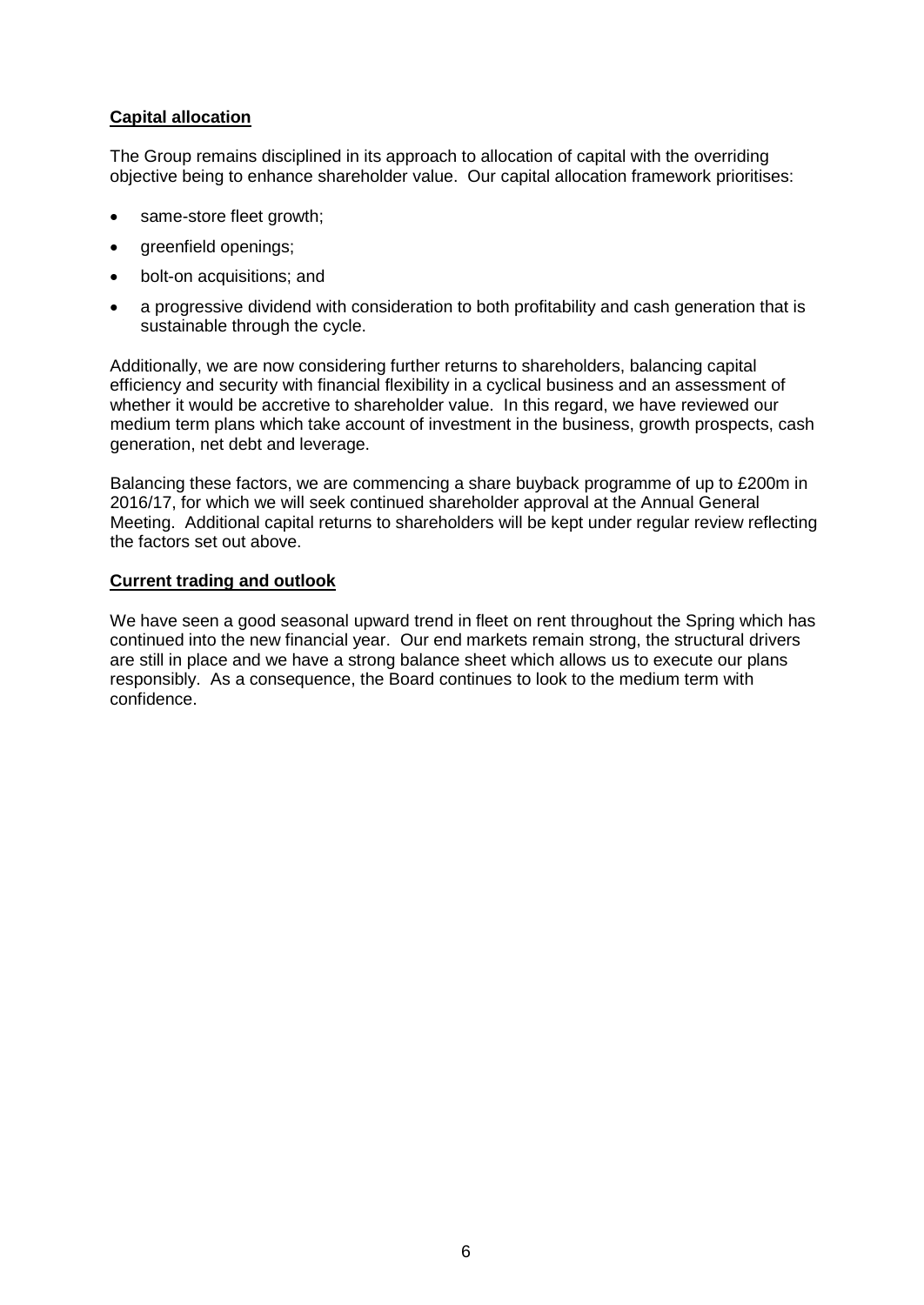## Capital allocation

The Group remains disciplined in its approach to allocation of capital with the overriding objective being to enhance shareholder value. Our capital allocation framework prioritises:

- same-store fleet growth;
- greenfield openings;
- bolt-on acquisitions; and
- a progressive dividend with consideration to both profitability and cash generation that is sustainable through the cycle.

Additionally, we are now considering further returns to shareholders, balancing capital efficiency and security with financial flexibility in a cyclical business and an assessment of whether it would be accretive to shareholder value. In this regard, we have reviewed our medium term plans which take account of investment in the business, growth prospects, cash generation, net debt and leverage.

Balancing these factors, we are commencing a share buyback programme of up to £200m in 2016/17, for which we will seek continued shareholder approval at the Annual General Meeting. Additional capital returns to shareholders will be kept under regular review reflecting the factors set out above.

## Current trading and outlook

We have seen a good seasonal upward trend in fleet on rent throughout the Spring which has continued into the new financial year. Our end markets remain strong, the structural drivers are still in place and we have a strong balance sheet which allows us to execute our plans responsibly. As a consequence, the Board continues to look to the medium term with confidence.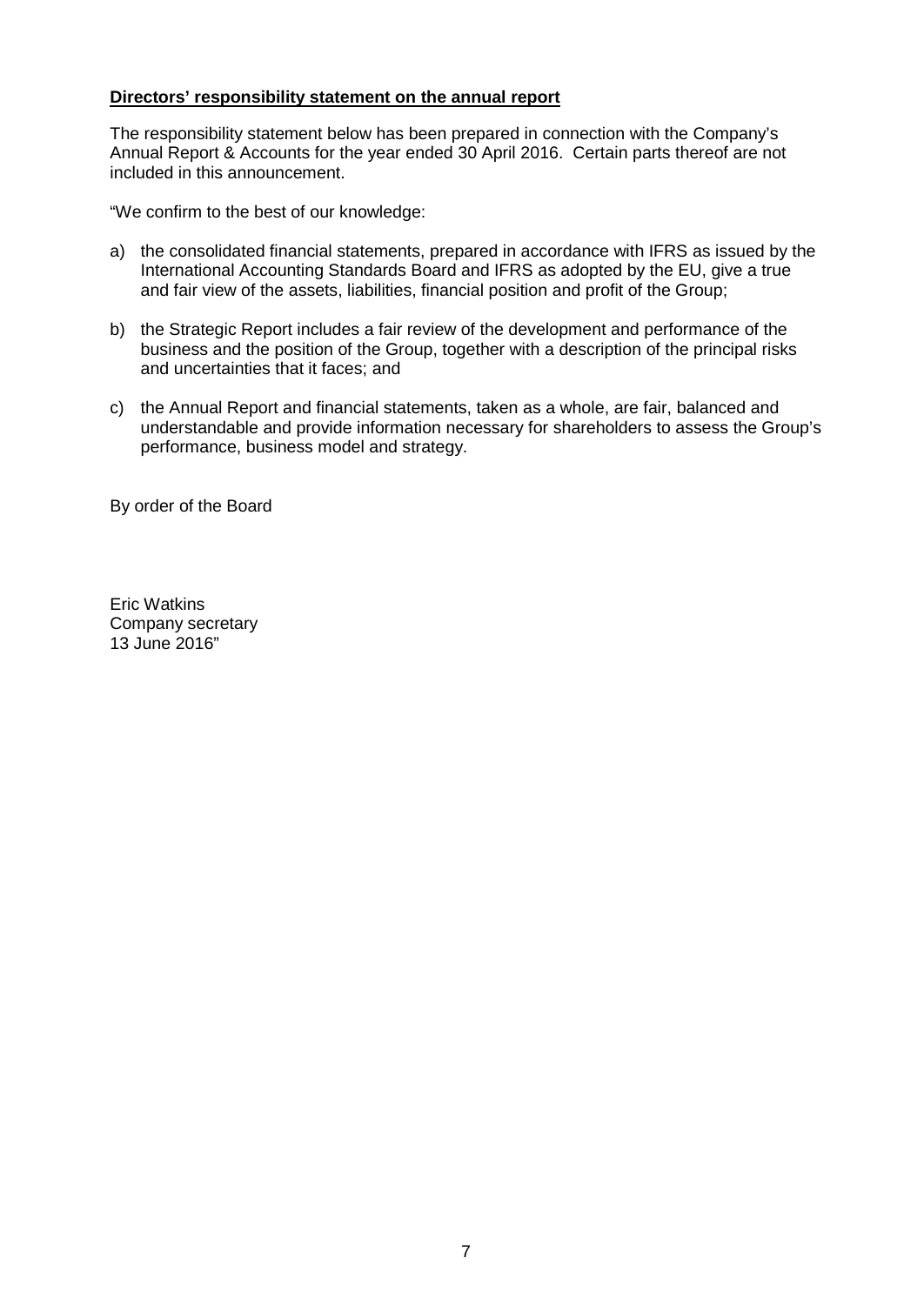**Directors' responsibility statement on the annual report**

The responsibility statement below has been prepared in connection with the Company's Annual Report & Accounts for the year ended 30 April 2016. Certain parts thereof are not included in this announcement.

"We confirm to the best of our knowledge:

a) the consolidated financial statements, prepared in accordance with IFRS as issued by the International Accounting Standards Board and IFRS as adopted by the EU, give a true and fair view of the assets, liabilities, financial position and profit of the Group;

b) the Strategic Report includes a fair review of the development and performance of the business and the position of the Group, together with a description of the principal risks and uncertainties that it faces; and

c) the Annual Report and financial statements, taken as a whole, are fair, balanced and understandable and provide information necessary for shareholders to assess the Group's performance, business model and strategy.

By order of the Board

Eric Watkins
Company secretary
13 June 2016"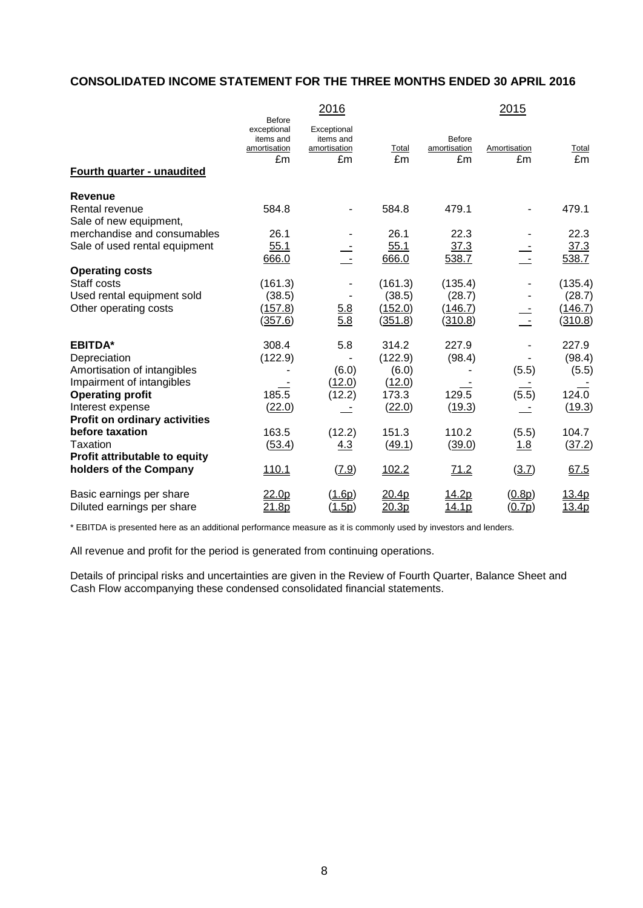## CONSOLIDATED INCOME STATEMENT FOR THE THREE MONTHS ENDED 30 APRIL 2016

| | 2016 | | | 2015 | | |
|---|---|---|---|---|---|---|
| | Before exceptional items and amortisation | Exceptional items and amortisation | Total | Before amortisation | Amortisation | Total |
| | £m | £m | £m | £m | £m | £m |
| **Fourth quarter - unaudited** | | | | | | |
| **Revenue** | | | | | | |
| Rental revenue | 584.8 | - | 584.8 | 479.1 | - | 479.1 |
| Sale of new equipment, merchandise and consumables | 26.1 | - | 26.1 | 22.3 | - | 22.3 |
| Sale of used rental equipment | 55.1 | - | 55.1 | 37.3 | - | 37.3 |
| | 666.0 | - | 666.0 | 538.7 | - | 538.7 |
| **Operating costs** | | | | | | |
| Staff costs | (161.3) | - | (161.3) | (135.4) | - | (135.4) |
| Used rental equipment sold | (38.5) | - | (38.5) | (28.7) | - | (28.7) |
| Other operating costs | (157.8) | 5.8 | (152.0) | (146.7) | - | (146.7) |
| | (357.6) | 5.8 | (351.8) | (310.8) | - | (310.8) |
| **EBITDA*** | 308.4 | 5.8 | 314.2 | 227.9 | - | 227.9 |
| Depreciation | (122.9) | - | (122.9) | (98.4) | - | (98.4) |
| Amortisation of intangibles | - | (6.0) | (6.0) | - | (5.5) | (5.5) |
| Impairment of intangibles | - | (12.0) | (12.0) | - | - | - |
| **Operating profit** | 185.5 | (12.2) | 173.3 | 129.5 | (5.5) | 124.0 |
| Interest expense | (22.0) | - | (22.0) | (19.3) | - | (19.3) |
| **Profit on ordinary activities before taxation** | 163.5 | (12.2) | 151.3 | 110.2 | (5.5) | 104.7 |
| Taxation | (53.4) | 4.3 | (49.1) | (39.0) | 1.8 | (37.2) |
| **Profit attributable to equity holders of the Company** | 110.1 | (7.9) | 102.2 | 71.2 | (3.7) | 67.5 |
| Basic earnings per share | 22.0p | (1.6p) | 20.4p | 14.2p | (0.8p) | 13.4p |
| Diluted earnings per share | 21.8p | (1.5p) | 20.3p | 14.1p | (0.7p) | 13.4p |

* EBITDA is presented here as an additional performance measure as it is commonly used by investors and lenders.

All revenue and profit for the period is generated from continuing operations.

Details of principal risks and uncertainties are given in the Review of Fourth Quarter, Balance Sheet and Cash Flow accompanying these condensed consolidated financial statements.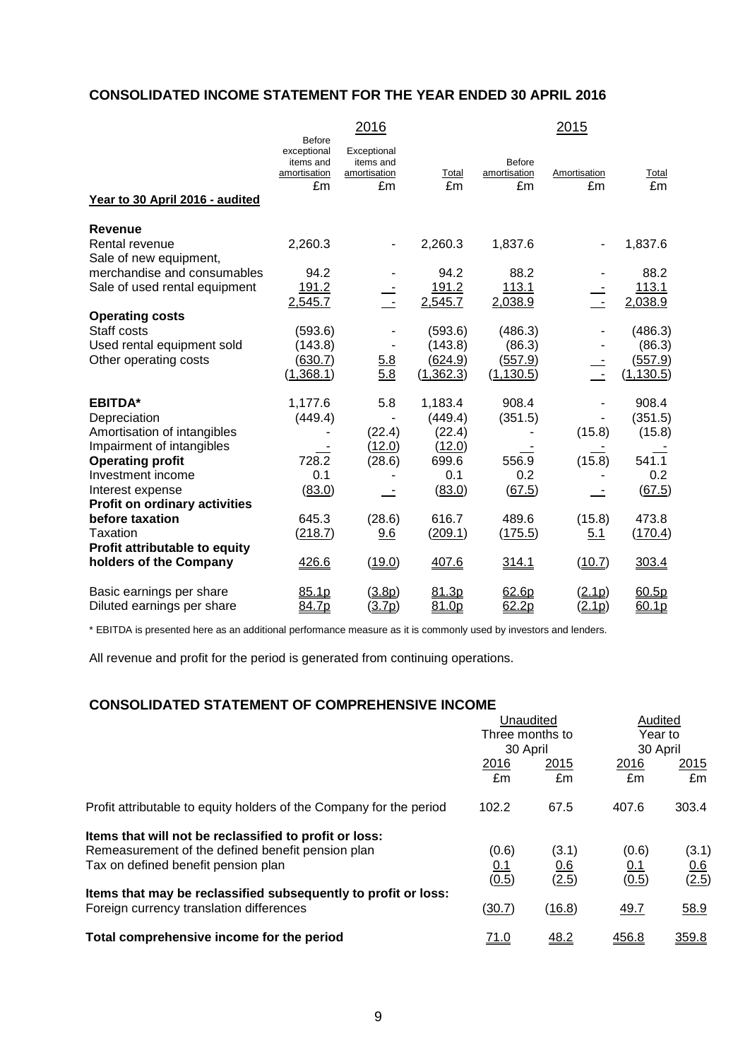## CONSOLIDATED INCOME STATEMENT FOR THE YEAR ENDED 30 APRIL 2016

| | 2016 | | | 2015 | | |
|---|---|---|---|---|---|---|
| | Before exceptional items and amortisation £m | Exceptional items and amortisation £m | Total £m | Before amortisation £m | Amortisation £m | Total £m |
| **Year to 30 April 2016 - audited** | | | | | | |
| **Revenue** | | | | | | |
| Rental revenue | 2,260.3 | - | 2,260.3 | 1,837.6 | - | 1,837.6 |
| Sale of new equipment, merchandise and consumables | 94.2 | - | 94.2 | 88.2 | - | 88.2 |
| Sale of used rental equipment | 191.2 | - | 191.2 | 113.1 | - | 113.1 |
| | 2,545.7 | - | 2,545.7 | 2,038.9 | - | 2,038.9 |
| **Operating costs** | | | | | | |
| Staff costs | (593.6) | - | (593.6) | (486.3) | - | (486.3) |
| Used rental equipment sold | (143.8) | - | (143.8) | (86.3) | - | (86.3) |
| Other operating costs | (630.7) | 5.8 | (624.9) | (557.9) | - | (557.9) |
| | (1,368.1) | 5.8 | (1,362.3) | (1,130.5) | - | (1,130.5) |
| **EBITDA*** | 1,177.6 | 5.8 | 1,183.4 | 908.4 | - | 908.4 |
| Depreciation | (449.4) | - | (449.4) | (351.5) | - | (351.5) |
| Amortisation of intangibles | - | (22.4) | (22.4) | - | (15.8) | (15.8) |
| Impairment of intangibles | - | (12.0) | (12.0) | - | - | - |
| **Operating profit** | 728.2 | (28.6) | 699.6 | 556.9 | (15.8) | 541.1 |
| Investment income | 0.1 | - | 0.1 | 0.2 | - | 0.2 |
| Interest expense | (83.0) | - | (83.0) | (67.5) | - | (67.5) |
| **Profit on ordinary activities before taxation** | 645.3 | (28.6) | 616.7 | 489.6 | (15.8) | 473.8 |
| Taxation | (218.7) | 9.6 | (209.1) | (175.5) | 5.1 | (170.4) |
| **Profit attributable to equity holders of the Company** | 426.6 | (19.0) | 407.6 | 314.1 | (10.7) | 303.4 |
| Basic earnings per share | 85.1p | (3.8p) | 81.3p | 62.6p | (2.1p) | 60.5p |
| Diluted earnings per share | 84.7p | (3.7p) | 81.0p | 62.2p | (2.1p) | 60.1p |

\* EBITDA is presented here as an additional performance measure as it is commonly used by investors and lenders.

All revenue and profit for the period is generated from continuing operations.

## CONSOLIDATED STATEMENT OF COMPREHENSIVE INCOME

| | Unaudited Three months to 30 April | | Audited Year to 30 April | |
|---|---|---|---|---|
| | 2016 £m | 2015 £m | 2016 £m | 2015 £m |
| Profit attributable to equity holders of the Company for the period | 102.2 | 67.5 | 407.6 | 303.4 |
| **Items that will not be reclassified to profit or loss:** | | | | |
| Remeasurement of the defined benefit pension plan | (0.6) | (3.1) | (0.6) | (3.1) |
| Tax on defined benefit pension plan | 0.1 | 0.6 | 0.1 | 0.6 |
| | (0.5) | (2.5) | (0.5) | (2.5) |
| **Items that may be reclassified subsequently to profit or loss:** | | | | |
| Foreign currency translation differences | (30.7) | (16.8) | 49.7 | 58.9 |
| **Total comprehensive income for the period** | 71.0 | 48.2 | 456.8 | 359.8 |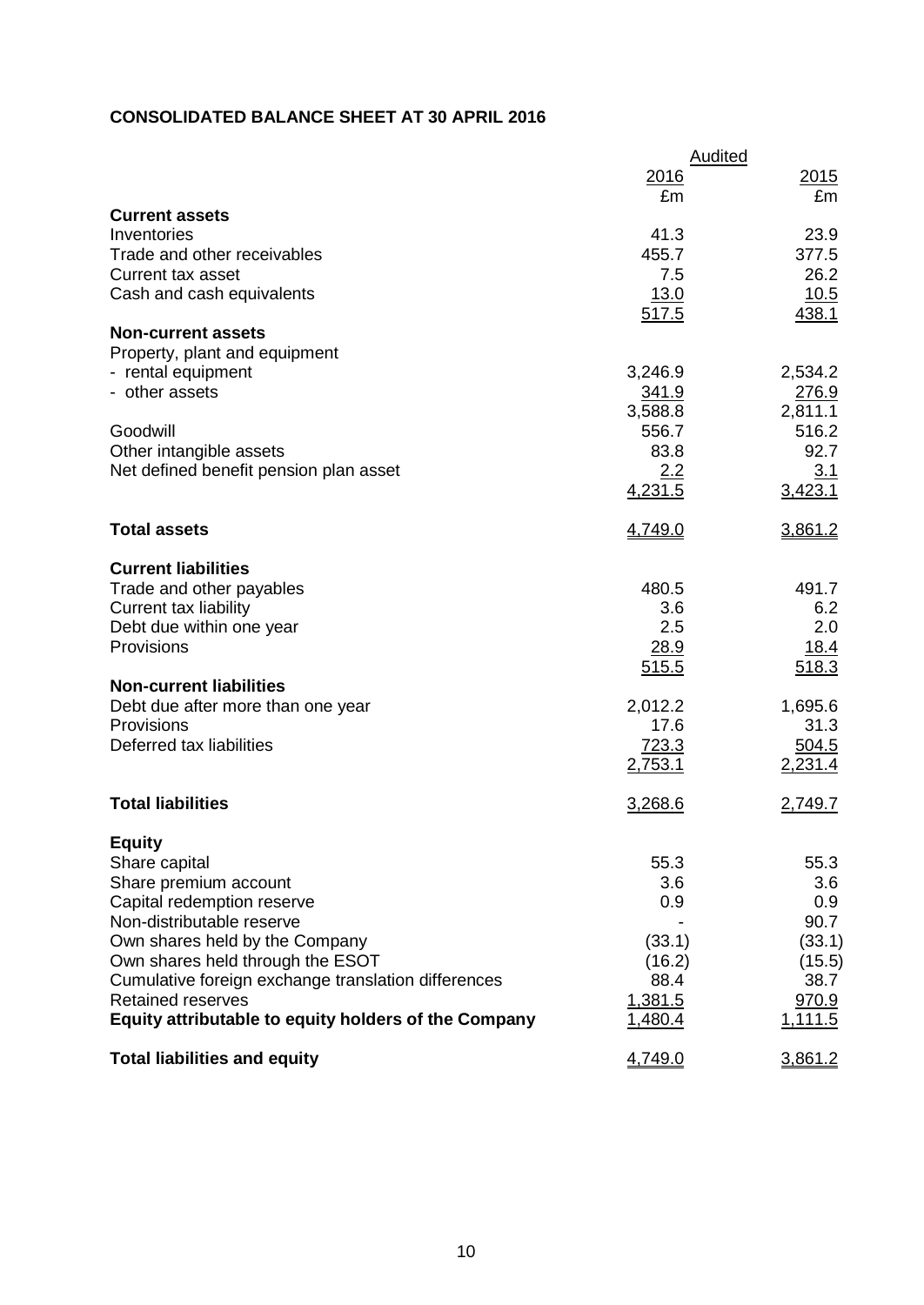**CONSOLIDATED BALANCE SHEET AT 30 APRIL 2016**

| | Audited | |
|---|---|---|
| | 2016 | 2015 |
| | £m | £m |
| **Current assets** | | |
| Inventories | 41.3 | 23.9 |
| Trade and other receivables | 455.7 | 377.5 |
| Current tax asset | 7.5 | 26.2 |
| Cash and cash equivalents | 13.0 | 10.5 |
| | 517.5 | 438.1 |
| **Non-current assets** | | |
| Property, plant and equipment | | |
| - rental equipment | 3,246.9 | 2,534.2 |
| - other assets | 341.9 | 276.9 |
| | 3,588.8 | 2,811.1 |
| Goodwill | 556.7 | 516.2 |
| Other intangible assets | 83.8 | 92.7 |
| Net defined benefit pension plan asset | 2.2 | 3.1 |
| | 4,231.5 | 3,423.1 |
| **Total assets** | 4,749.0 | 3,861.2 |
| **Current liabilities** | | |
| Trade and other payables | 480.5 | 491.7 |
| Current tax liability | 3.6 | 6.2 |
| Debt due within one year | 2.5 | 2.0 |
| Provisions | 28.9 | 18.4 |
| | 515.5 | 518.3 |
| **Non-current liabilities** | | |
| Debt due after more than one year | 2,012.2 | 1,695.6 |
| Provisions | 17.6 | 31.3 |
| Deferred tax liabilities | 723.3 | 504.5 |
| | 2,753.1 | 2,231.4 |
| **Total liabilities** | 3,268.6 | 2,749.7 |
| **Equity** | | |
| Share capital | 55.3 | 55.3 |
| Share premium account | 3.6 | 3.6 |
| Capital redemption reserve | 0.9 | 0.9 |
| Non-distributable reserve | - | 90.7 |
| Own shares held by the Company | (33.1) | (33.1) |
| Own shares held through the ESOT | (16.2) | (15.5) |
| Cumulative foreign exchange translation differences | 88.4 | 38.7 |
| Retained reserves | 1,381.5 | 970.9 |
| **Equity attributable to equity holders of the Company** | 1,480.4 | 1,111.5 |
| **Total liabilities and equity** | 4,749.0 | 3,861.2 |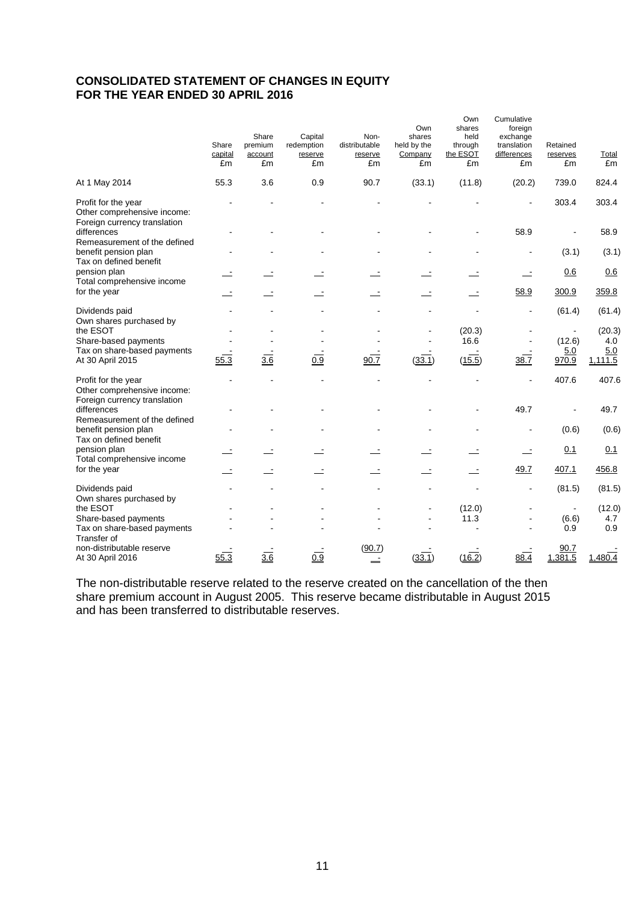## CONSOLIDATED STATEMENT OF CHANGES IN EQUITY
## FOR THE YEAR ENDED 30 APRIL 2016

| | Share capital £m | Share premium account £m | Capital redemption reserve £m | Non-distributable reserve £m | Own shares held by the Company £m | Own shares held through the ESOT £m | Cumulative foreign exchange translation differences £m | Retained reserves £m | Total £m |
|---|---|---|---|---|---|---|---|---|---|
| At 1 May 2014 | 55.3 | 3.6 | 0.9 | 90.7 | (33.1) | (11.8) | (20.2) | 739.0 | 824.4 |
| Profit for the year | - | - | - | - | - | - | - | 303.4 | 303.4 |
| Other comprehensive income: | | | | | | | | | |
| Foreign currency translation differences | - | - | - | - | - | - | 58.9 | - | 58.9 |
| Remeasurement of the defined benefit pension plan | - | - | - | - | - | - | - | (3.1) | (3.1) |
| Tax on defined benefit pension plan | - | - | - | - | - | - | - | 0.6 | 0.6 |
| Total comprehensive income for the year | - | - | - | - | - | - | 58.9 | 300.9 | 359.8 |
| Dividends paid | - | - | - | - | - | - | - | (61.4) | (61.4) |
| Own shares purchased by the ESOT | - | - | - | - | - | (20.3) | - | - | (20.3) |
| Share-based payments | - | - | - | - | - | 16.6 | - | (12.6) | 4.0 |
| Tax on share-based payments | - | - | - | - | - | - | - | 5.0 | 5.0 |
| At 30 April 2015 | 55.3 | 3.6 | 0.9 | 90.7 | (33.1) | (15.5) | 38.7 | 970.9 | 1,111.5 |
| Profit for the year | - | - | - | - | - | - | - | 407.6 | 407.6 |
| Other comprehensive income: | | | | | | | | | |
| Foreign currency translation differences | - | - | - | - | - | - | 49.7 | - | 49.7 |
| Remeasurement of the defined benefit pension plan | - | - | - | - | - | - | - | (0.6) | (0.6) |
| Tax on defined benefit pension plan | - | - | - | - | - | - | - | 0.1 | 0.1 |
| Total comprehensive income for the year | - | - | - | - | - | - | 49.7 | 407.1 | 456.8 |
| Dividends paid | - | - | - | - | - | - | - | (81.5) | (81.5) |
| Own shares purchased by the ESOT | - | - | - | - | - | (12.0) | - | - | (12.0) |
| Share-based payments | - | - | - | - | - | 11.3 | - | (6.6) | 4.7 |
| Tax on share-based payments | - | - | - | - | - | - | - | 0.9 | 0.9 |
| Transfer of non-distributable reserve | - | - | - | (90.7) | - | - | - | 90.7 | - |
| At 30 April 2016 | 55.3 | 3.6 | 0.9 | - | (33.1) | (16.2) | 88.4 | 1,381.5 | 1,480.4 |

The non-distributable reserve related to the reserve created on the cancellation of the then share premium account in August 2005. This reserve became distributable in August 2015 and has been transferred to distributable reserves.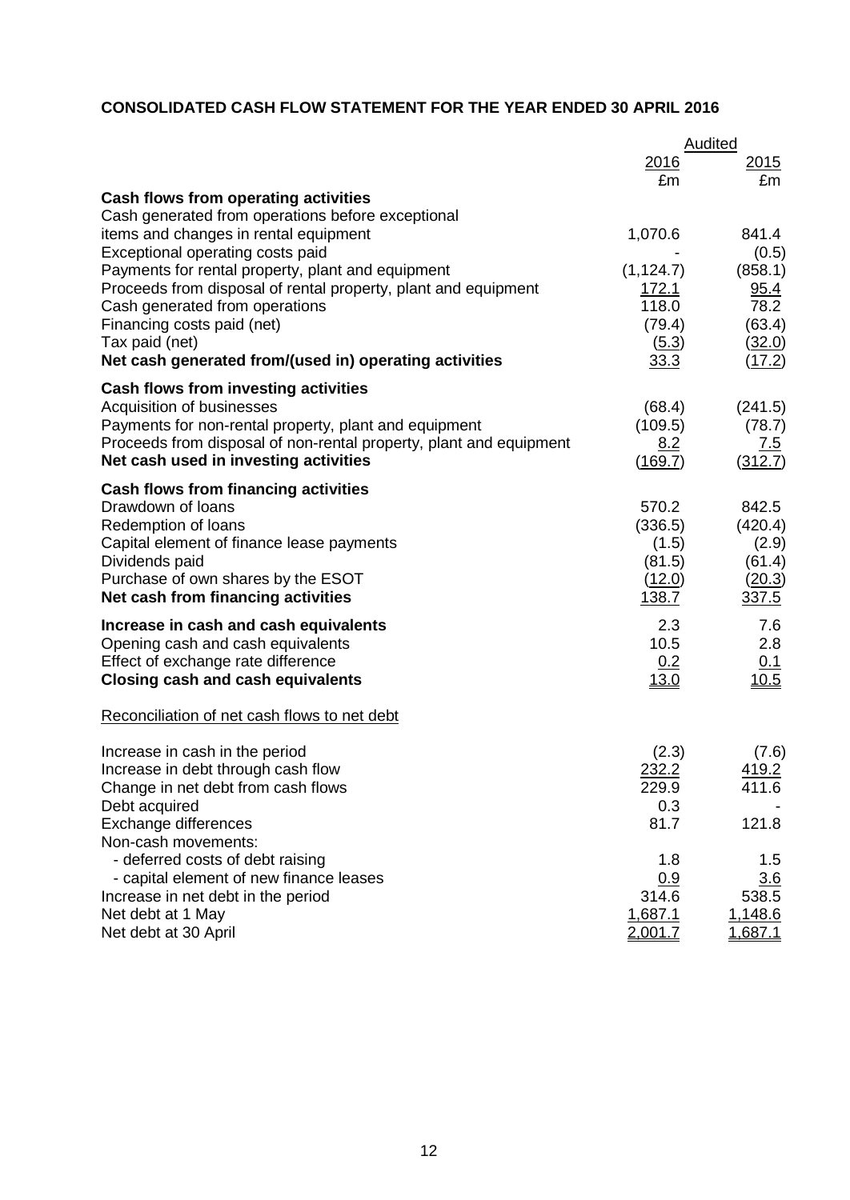**CONSOLIDATED CASH FLOW STATEMENT FOR THE YEAR ENDED 30 APRIL 2016**

| | Audited | |
|---|---|---|
| | 2016 | 2015 |
| | £m | £m |
| **Cash flows from operating activities** | | |
| Cash generated from operations before exceptional items and changes in rental equipment | 1,070.6 | 841.4 |
| Exceptional operating costs paid | - | (0.5) |
| Payments for rental property, plant and equipment | (1,124.7) | (858.1) |
| Proceeds from disposal of rental property, plant and equipment | 172.1 | 95.4 |
| Cash generated from operations | 118.0 | 78.2 |
| Financing costs paid (net) | (79.4) | (63.4) |
| Tax paid (net) | (5.3) | (32.0) |
| **Net cash generated from/(used in) operating activities** | 33.3 | (17.2) |
| **Cash flows from investing activities** | | |
| Acquisition of businesses | (68.4) | (241.5) |
| Payments for non-rental property, plant and equipment | (109.5) | (78.7) |
| Proceeds from disposal of non-rental property, plant and equipment | 8.2 | 7.5 |
| **Net cash used in investing activities** | (169.7) | (312.7) |
| **Cash flows from financing activities** | | |
| Drawdown of loans | 570.2 | 842.5 |
| Redemption of loans | (336.5) | (420.4) |
| Capital element of finance lease payments | (1.5) | (2.9) |
| Dividends paid | (81.5) | (61.4) |
| Purchase of own shares by the ESOT | (12.0) | (20.3) |
| **Net cash from financing activities** | 138.7 | 337.5 |
| **Increase in cash and cash equivalents** | 2.3 | 7.6 |
| Opening cash and cash equivalents | 10.5 | 2.8 |
| Effect of exchange rate difference | 0.2 | 0.1 |
| **Closing cash and cash equivalents** | 13.0 | 10.5 |

Reconciliation of net cash flows to net debt

| | 2016 | 2015 |
|---|---|---|
| Increase in cash in the period | (2.3) | (7.6) |
| Increase in debt through cash flow | 232.2 | 419.2 |
| Change in net debt from cash flows | 229.9 | 411.6 |
| Debt acquired | 0.3 | - |
| Exchange differences | 81.7 | 121.8 |
| Non-cash movements: | | |
| - deferred costs of debt raising | 1.8 | 1.5 |
| - capital element of new finance leases | 0.9 | 3.6 |
| Increase in net debt in the period | 314.6 | 538.5 |
| Net debt at 1 May | 1,687.1 | 1,148.6 |
| Net debt at 30 April | 2,001.7 | 1,687.1 |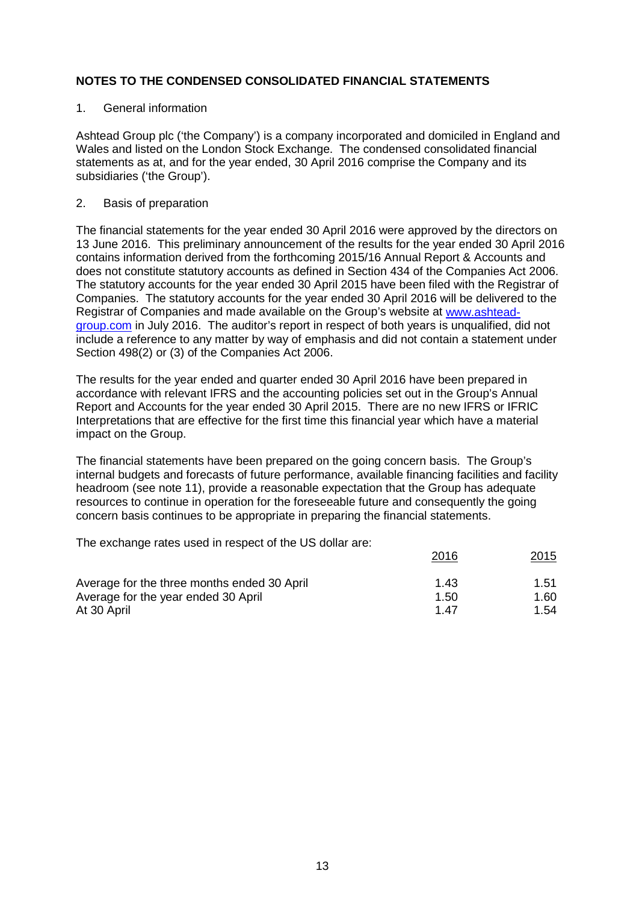# NOTES TO THE CONDENSED CONSOLIDATED FINANCIAL STATEMENTS

1. General information

Ashtead Group plc ('the Company') is a company incorporated and domiciled in England and Wales and listed on the London Stock Exchange. The condensed consolidated financial statements as at, and for the year ended, 30 April 2016 comprise the Company and its subsidiaries ('the Group').

2. Basis of preparation

The financial statements for the year ended 30 April 2016 were approved by the directors on 13 June 2016. This preliminary announcement of the results for the year ended 30 April 2016 contains information derived from the forthcoming 2015/16 Annual Report & Accounts and does not constitute statutory accounts as defined in Section 434 of the Companies Act 2006. The statutory accounts for the year ended 30 April 2015 have been filed with the Registrar of Companies. The statutory accounts for the year ended 30 April 2016 will be delivered to the Registrar of Companies and made available on the Group's website at www.ashtead-group.com in July 2016. The auditor's report in respect of both years is unqualified, did not include a reference to any matter by way of emphasis and did not contain a statement under Section 498(2) or (3) of the Companies Act 2006.

The results for the year ended and quarter ended 30 April 2016 have been prepared in accordance with relevant IFRS and the accounting policies set out in the Group's Annual Report and Accounts for the year ended 30 April 2015. There are no new IFRS or IFRIC Interpretations that are effective for the first time this financial year which have a material impact on the Group.

The financial statements have been prepared on the going concern basis. The Group's internal budgets and forecasts of future performance, available financing facilities and facility headroom (see note 11), provide a reasonable expectation that the Group has adequate resources to continue in operation for the foreseeable future and consequently the going concern basis continues to be appropriate in preparing the financial statements.

The exchange rates used in respect of the US dollar are:

| | 2016 | 2015 |
|---|---|---|
| Average for the three months ended 30 April | 1.43 | 1.51 |
| Average for the year ended 30 April | 1.50 | 1.60 |
| At 30 April | 1.47 | 1.54 |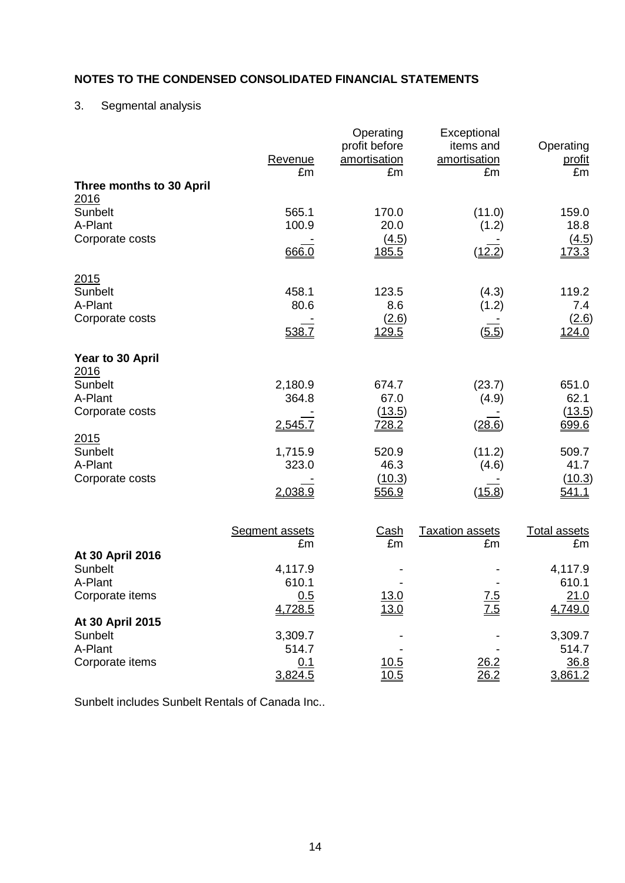**NOTES TO THE CONDENSED CONSOLIDATED FINANCIAL STATEMENTS**

3. Segmental analysis

| | Revenue £m | Operating profit before amortisation £m | Exceptional items and amortisation £m | Operating profit £m |
|---|---|---|---|---|
| **Three months to 30 April** | | | | |
| 2016 | | | | |
| Sunbelt | 565.1 | 170.0 | (11.0) | 159.0 |
| A-Plant | 100.9 | 20.0 | (1.2) | 18.8 |
| Corporate costs | - | (4.5) | - | (4.5) |
| | 666.0 | 185.5 | (12.2) | 173.3 |
| 2015 | | | | |
| Sunbelt | 458.1 | 123.5 | (4.3) | 119.2 |
| A-Plant | 80.6 | 8.6 | (1.2) | 7.4 |
| Corporate costs | - | (2.6) | - | (2.6) |
| | 538.7 | 129.5 | (5.5) | 124.0 |
| **Year to 30 April** | | | | |
| 2016 | | | | |
| Sunbelt | 2,180.9 | 674.7 | (23.7) | 651.0 |
| A-Plant | 364.8 | 67.0 | (4.9) | 62.1 |
| Corporate costs | - | (13.5) | - | (13.5) |
| | 2,545.7 | 728.2 | (28.6) | 699.6 |
| 2015 | | | | |
| Sunbelt | 1,715.9 | 520.9 | (11.2) | 509.7 |
| A-Plant | 323.0 | 46.3 | (4.6) | 41.7 |
| Corporate costs | - | (10.3) | - | (10.3) |
| | 2,038.9 | 556.9 | (15.8) | 541.1 |

| | Segment assets £m | Cash £m | Taxation assets £m | Total assets £m |
|---|---|---|---|---|
| **At 30 April 2016** | | | | |
| Sunbelt | 4,117.9 | - | - | 4,117.9 |
| A-Plant | 610.1 | - | - | 610.1 |
| Corporate items | 0.5 | 13.0 | 7.5 | 21.0 |
| | 4,728.5 | 13.0 | 7.5 | 4,749.0 |
| **At 30 April 2015** | | | | |
| Sunbelt | 3,309.7 | - | - | 3,309.7 |
| A-Plant | 514.7 | - | - | 514.7 |
| Corporate items | 0.1 | 10.5 | 26.2 | 36.8 |
| | 3,824.5 | 10.5 | 26.2 | 3,861.2 |

Sunbelt includes Sunbelt Rentals of Canada Inc..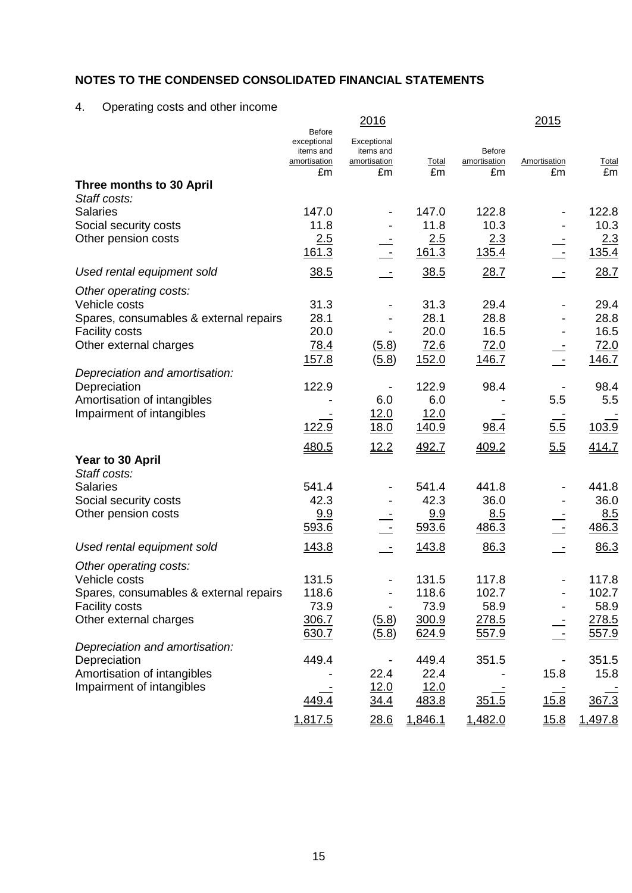## NOTES TO THE CONDENSED CONSOLIDATED FINANCIAL STATEMENTS

### 4. Operating costs and other income

| | 2016 | | | 2015 | | |
|---|---|---|---|---|---|---|
| | Before exceptional items and amortisation £m | Exceptional items and amortisation £m | Total £m | Before amortisation £m | Amortisation £m | Total £m |
| **Three months to 30 April** | | | | | | |
| *Staff costs:* | | | | | | |
| Salaries | 147.0 | - | 147.0 | 122.8 | - | 122.8 |
| Social security costs | 11.8 | - | 11.8 | 10.3 | - | 10.3 |
| Other pension costs | 2.5 | - | 2.5 | 2.3 | - | 2.3 |
| | 161.3 | - | 161.3 | 135.4 | - | 135.4 |
| *Used rental equipment sold* | 38.5 | - | 38.5 | 28.7 | - | 28.7 |
| *Other operating costs:* | | | | | | |
| Vehicle costs | 31.3 | - | 31.3 | 29.4 | - | 29.4 |
| Spares, consumables & external repairs | 28.1 | - | 28.1 | 28.8 | - | 28.8 |
| Facility costs | 20.0 | - | 20.0 | 16.5 | - | 16.5 |
| Other external charges | 78.4 | (5.8) | 72.6 | 72.0 | - | 72.0 |
| | 157.8 | (5.8) | 152.0 | 146.7 | - | 146.7 |
| *Depreciation and amortisation:* | | | | | | |
| Depreciation | 122.9 | - | 122.9 | 98.4 | - | 98.4 |
| Amortisation of intangibles | - | 6.0 | 6.0 | - | 5.5 | 5.5 |
| Impairment of intangibles | - | 12.0 | 12.0 | - | - | - |
| | 122.9 | 18.0 | 140.9 | 98.4 | 5.5 | 103.9 |
| | 480.5 | 12.2 | 492.7 | 409.2 | 5.5 | 414.7 |
| **Year to 30 April** | | | | | | |
| *Staff costs:* | | | | | | |
| Salaries | 541.4 | - | 541.4 | 441.8 | - | 441.8 |
| Social security costs | 42.3 | - | 42.3 | 36.0 | - | 36.0 |
| Other pension costs | 9.9 | - | 9.9 | 8.5 | - | 8.5 |
| | 593.6 | - | 593.6 | 486.3 | - | 486.3 |
| *Used rental equipment sold* | 143.8 | - | 143.8 | 86.3 | - | 86.3 |
| *Other operating costs:* | | | | | | |
| Vehicle costs | 131.5 | - | 131.5 | 117.8 | - | 117.8 |
| Spares, consumables & external repairs | 118.6 | - | 118.6 | 102.7 | - | 102.7 |
| Facility costs | 73.9 | - | 73.9 | 58.9 | - | 58.9 |
| Other external charges | 306.7 | (5.8) | 300.9 | 278.5 | - | 278.5 |
| | 630.7 | (5.8) | 624.9 | 557.9 | - | 557.9 |
| *Depreciation and amortisation:* | | | | | | |
| Depreciation | 449.4 | - | 449.4 | 351.5 | - | 351.5 |
| Amortisation of intangibles | - | 22.4 | 22.4 | - | 15.8 | 15.8 |
| Impairment of intangibles | - | 12.0 | 12.0 | - | - | - |
| | 449.4 | 34.4 | 483.8 | 351.5 | 15.8 | 367.3 |
| | 1,817.5 | 28.6 | 1,846.1 | 1,482.0 | 15.8 | 1,497.8 |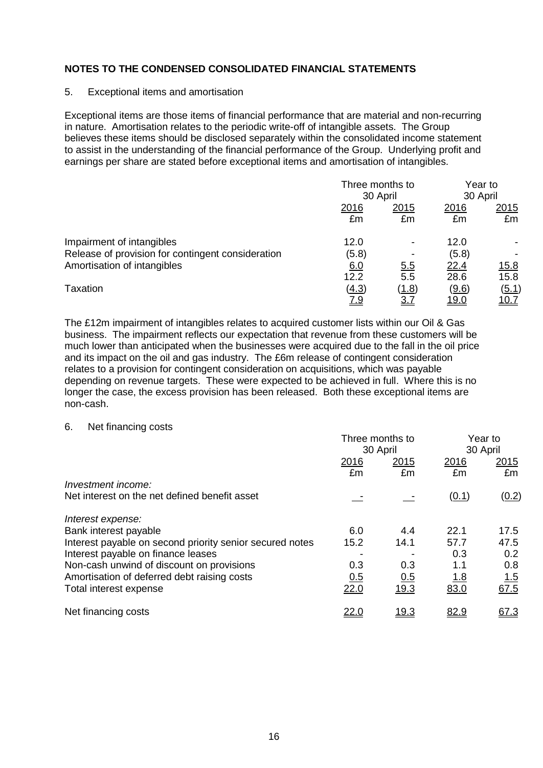## NOTES TO THE CONDENSED CONSOLIDATED FINANCIAL STATEMENTS

5. Exceptional items and amortisation

Exceptional items are those items of financial performance that are material and non-recurring in nature. Amortisation relates to the periodic write-off of intangible assets. The Group believes these items should be disclosed separately within the consolidated income statement to assist in the understanding of the financial performance of the Group. Underlying profit and earnings per share are stated before exceptional items and amortisation of intangibles.

| | Three months to 30 April | | Year to 30 April | |
|---|---|---|---|---|
| | 2016 £m | 2015 £m | 2016 £m | 2015 £m |
| Impairment of intangibles | 12.0 | - | 12.0 | - |
| Release of provision for contingent consideration | (5.8) | - | (5.8) | - |
| Amortisation of intangibles | 6.0 | 5.5 | 22.4 | 15.8 |
| | 12.2 | 5.5 | 28.6 | 15.8 |
| Taxation | (4.3) | (1.8) | (9.6) | (5.1) |
| | 7.9 | 3.7 | 19.0 | 10.7 |

The £12m impairment of intangibles relates to acquired customer lists within our Oil & Gas business. The impairment reflects our expectation that revenue from these customers will be much lower than anticipated when the businesses were acquired due to the fall in the oil price and its impact on the oil and gas industry. The £6m release of contingent consideration relates to a provision for contingent consideration on acquisitions, which was payable depending on revenue targets. These were expected to be achieved in full. Where this is no longer the case, the excess provision has been released. Both these exceptional items are non-cash.

6. Net financing costs

| | Three months to 30 April | | Year to 30 April | |
|---|---|---|---|---|
| | 2016 £m | 2015 £m | 2016 £m | 2015 £m |
| *Investment income:* | | | | |
| Net interest on the net defined benefit asset | - | - | (0.1) | (0.2) |
| *Interest expense:* | | | | |
| Bank interest payable | 6.0 | 4.4 | 22.1 | 17.5 |
| Interest payable on second priority senior secured notes | 15.2 | 14.1 | 57.7 | 47.5 |
| Interest payable on finance leases | - | - | 0.3 | 0.2 |
| Non-cash unwind of discount on provisions | 0.3 | 0.3 | 1.1 | 0.8 |
| Amortisation of deferred debt raising costs | 0.5 | 0.5 | 1.8 | 1.5 |
| Total interest expense | 22.0 | 19.3 | 83.0 | 67.5 |
| Net financing costs | 22.0 | 19.3 | 82.9 | 67.3 |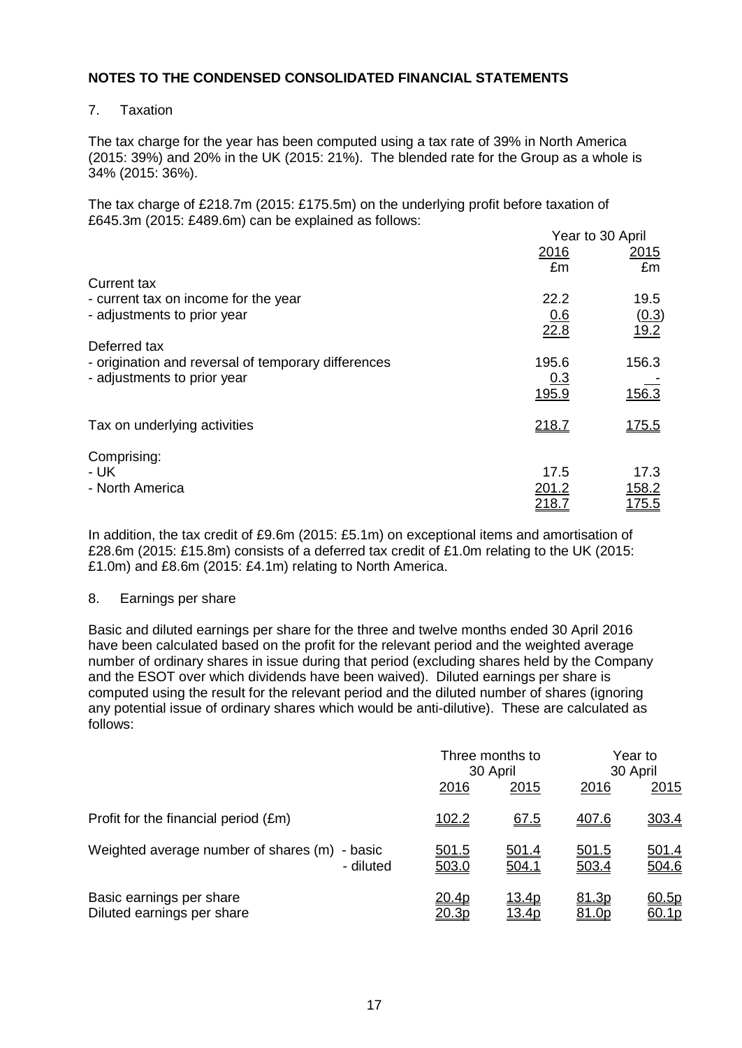## NOTES TO THE CONDENSED CONSOLIDATED FINANCIAL STATEMENTS

7. Taxation

The tax charge for the year has been computed using a tax rate of 39% in North America (2015: 39%) and 20% in the UK (2015: 21%). The blended rate for the Group as a whole is 34% (2015: 36%).

The tax charge of £218.7m (2015: £175.5m) on the underlying profit before taxation of £645.3m (2015: £489.6m) can be explained as follows:

| | Year to 30 April | |
|---|---|---|
| | 2016 | 2015 |
| | £m | £m |
| Current tax | | |
| - current tax on income for the year | 22.2 | 19.5 |
| - adjustments to prior year | 0.6 | (0.3) |
| | 22.8 | 19.2 |
| Deferred tax | | |
| - origination and reversal of temporary differences | 195.6 | 156.3 |
| - adjustments to prior year | 0.3 | - |
| | 195.9 | 156.3 |
| Tax on underlying activities | 218.7 | 175.5 |
| Comprising: | | |
| - UK | 17.5 | 17.3 |
| - North America | 201.2 | 158.2 |
| | 218.7 | 175.5 |

In addition, the tax credit of £9.6m (2015: £5.1m) on exceptional items and amortisation of £28.6m (2015: £15.8m) consists of a deferred tax credit of £1.0m relating to the UK (2015: £1.0m) and £8.6m (2015: £4.1m) relating to North America.

8. Earnings per share

Basic and diluted earnings per share for the three and twelve months ended 30 April 2016 have been calculated based on the profit for the relevant period and the weighted average number of ordinary shares in issue during that period (excluding shares held by the Company and the ESOT over which dividends have been waived). Diluted earnings per share is computed using the result for the relevant period and the diluted number of shares (ignoring any potential issue of ordinary shares which would be anti-dilutive). These are calculated as follows:

| | | Three months to 30 April | | Year to 30 April | |
|---|---|---|---|---|---|
| | | 2016 | 2015 | 2016 | 2015 |
| Profit for the financial period (£m) | | 102.2 | 67.5 | 407.6 | 303.4 |
| Weighted average number of shares (m) | - basic | 501.5 | 501.4 | 501.5 | 501.4 |
| | - diluted | 503.0 | 504.1 | 503.4 | 504.6 |
| Basic earnings per share | | 20.4p | 13.4p | 81.3p | 60.5p |
| Diluted earnings per share | | 20.3p | 13.4p | 81.0p | 60.1p |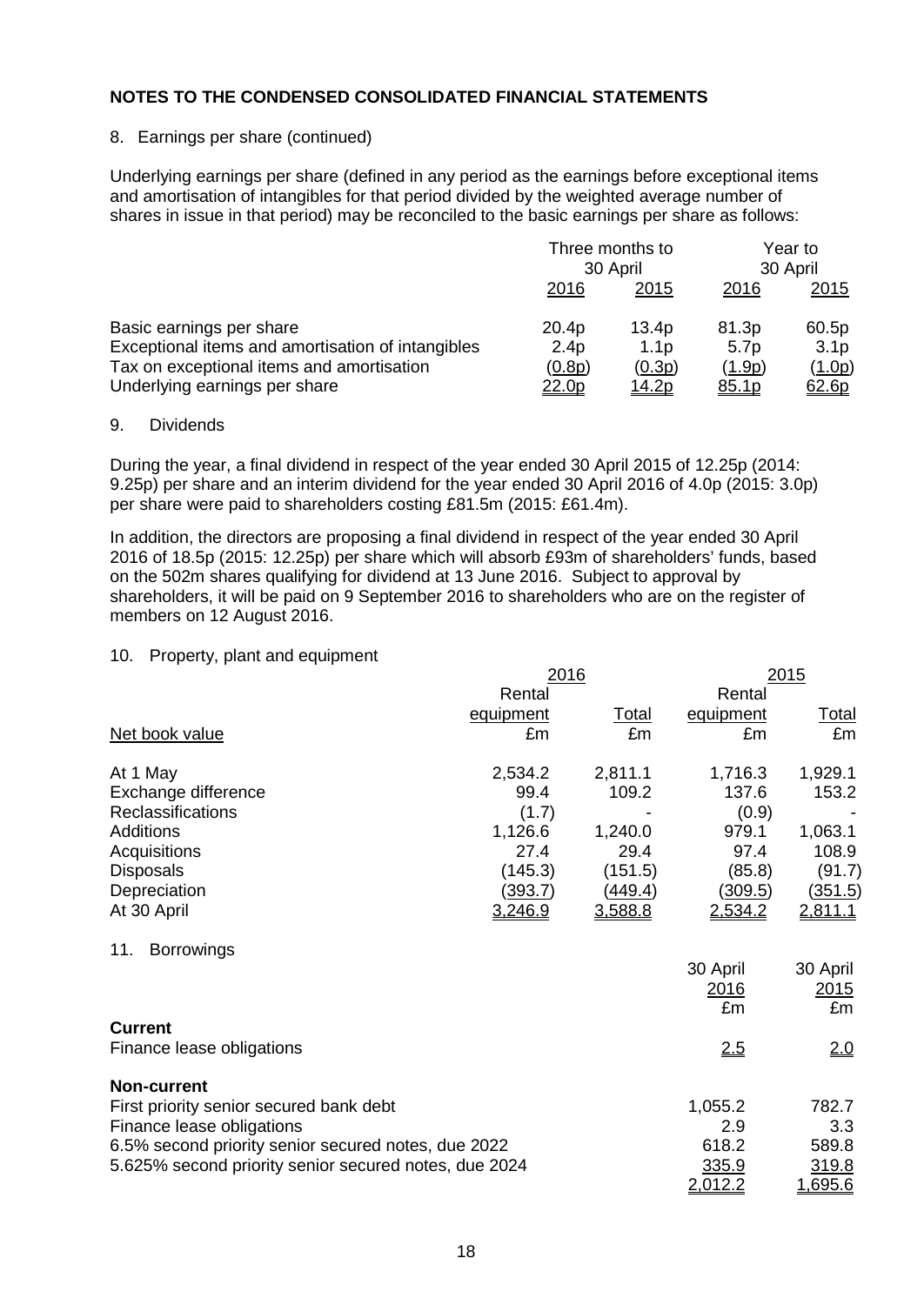## NOTES TO THE CONDENSED CONSOLIDATED FINANCIAL STATEMENTS

8. Earnings per share (continued)

Underlying earnings per share (defined in any period as the earnings before exceptional items and amortisation of intangibles for that period divided by the weighted average number of shares in issue in that period) may be reconciled to the basic earnings per share as follows:

| | Three months to 30 April | | Year to 30 April | |
|---|---|---|---|---|
| | 2016 | 2015 | 2016 | 2015 |
| Basic earnings per share | 20.4p | 13.4p | 81.3p | 60.5p |
| Exceptional items and amortisation of intangibles | 2.4p | 1.1p | 5.7p | 3.1p |
| Tax on exceptional items and amortisation | (0.8p) | (0.3p) | (1.9p) | (1.0p) |
| Underlying earnings per share | 22.0p | 14.2p | 85.1p | 62.6p |

9. Dividends

During the year, a final dividend in respect of the year ended 30 April 2015 of 12.25p (2014: 9.25p) per share and an interim dividend for the year ended 30 April 2016 of 4.0p (2015: 3.0p) per share were paid to shareholders costing £81.5m (2015: £61.4m).

In addition, the directors are proposing a final dividend in respect of the year ended 30 April 2016 of 18.5p (2015: 12.25p) per share which will absorb £93m of shareholders' funds, based on the 502m shares qualifying for dividend at 13 June 2016. Subject to approval by shareholders, it will be paid on 9 September 2016 to shareholders who are on the register of members on 12 August 2016.

10. Property, plant and equipment

| | 2016 | | 2015 | |
|---|---|---|---|---|
| | Rental equipment | Total | Rental equipment | Total |
| Net book value | £m | £m | £m | £m |
| At 1 May | 2,534.2 | 2,811.1 | 1,716.3 | 1,929.1 |
| Exchange difference | 99.4 | 109.2 | 137.6 | 153.2 |
| Reclassifications | (1.7) | - | (0.9) | - |
| Additions | 1,126.6 | 1,240.0 | 979.1 | 1,063.1 |
| Acquisitions | 27.4 | 29.4 | 97.4 | 108.9 |
| Disposals | (145.3) | (151.5) | (85.8) | (91.7) |
| Depreciation | (393.7) | (449.4) | (309.5) | (351.5) |
| At 30 April | 3,246.9 | 3,588.8 | 2,534.2 | 2,811.1 |

11. Borrowings

| | 30 April 2016 | 30 April 2015 |
|---|---|---|
| | £m | £m |
| **Current** | | |
| Finance lease obligations | 2.5 | 2.0 |
| **Non-current** | | |
| First priority senior secured bank debt | 1,055.2 | 782.7 |
| Finance lease obligations | 2.9 | 3.3 |
| 6.5% second priority senior secured notes, due 2022 | 618.2 | 589.8 |
| 5.625% second priority senior secured notes, due 2024 | 335.9 | 319.8 |
| | 2,012.2 | 1,695.6 |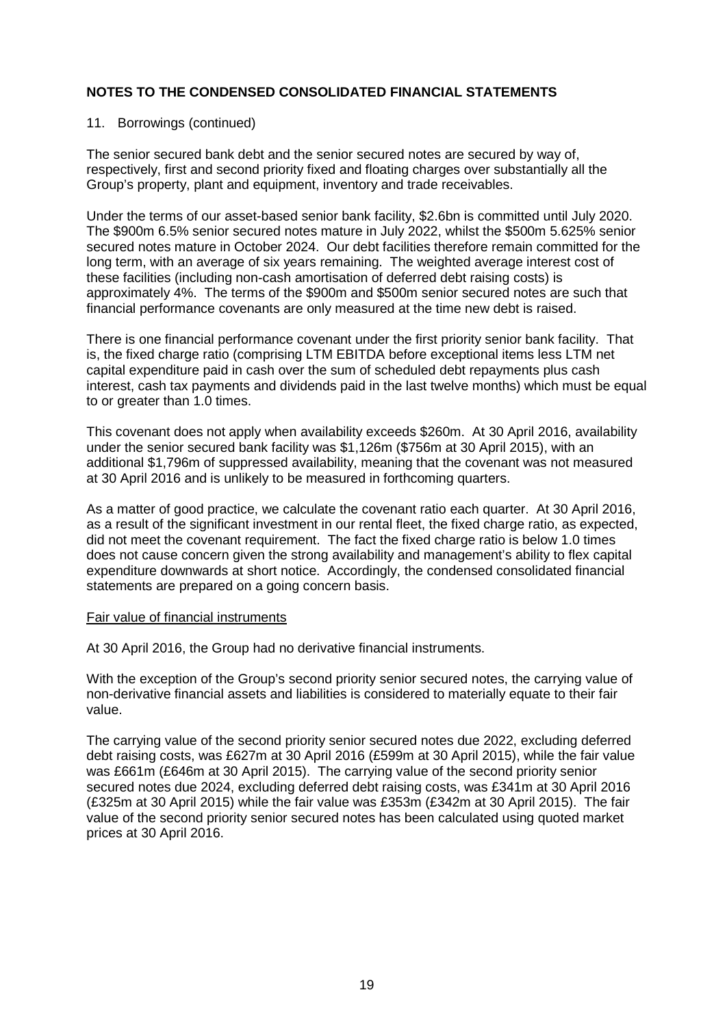## NOTES TO THE CONDENSED CONSOLIDATED FINANCIAL STATEMENTS

11. Borrowings (continued)

The senior secured bank debt and the senior secured notes are secured by way of, respectively, first and second priority fixed and floating charges over substantially all the Group's property, plant and equipment, inventory and trade receivables.

Under the terms of our asset-based senior bank facility, \$2.6bn is committed until July 2020. The \$900m 6.5% senior secured notes mature in July 2022, whilst the \$500m 5.625% senior secured notes mature in October 2024. Our debt facilities therefore remain committed for the long term, with an average of six years remaining. The weighted average interest cost of these facilities (including non-cash amortisation of deferred debt raising costs) is approximately 4%. The terms of the \$900m and \$500m senior secured notes are such that financial performance covenants are only measured at the time new debt is raised.

There is one financial performance covenant under the first priority senior bank facility. That is, the fixed charge ratio (comprising LTM EBITDA before exceptional items less LTM net capital expenditure paid in cash over the sum of scheduled debt repayments plus cash interest, cash tax payments and dividends paid in the last twelve months) which must be equal to or greater than 1.0 times.

This covenant does not apply when availability exceeds \$260m. At 30 April 2016, availability under the senior secured bank facility was \$1,126m (\$756m at 30 April 2015), with an additional \$1,796m of suppressed availability, meaning that the covenant was not measured at 30 April 2016 and is unlikely to be measured in forthcoming quarters.

As a matter of good practice, we calculate the covenant ratio each quarter. At 30 April 2016, as a result of the significant investment in our rental fleet, the fixed charge ratio, as expected, did not meet the covenant requirement. The fact the fixed charge ratio is below 1.0 times does not cause concern given the strong availability and management's ability to flex capital expenditure downwards at short notice. Accordingly, the condensed consolidated financial statements are prepared on a going concern basis.

Fair value of financial instruments

At 30 April 2016, the Group had no derivative financial instruments.

With the exception of the Group's second priority senior secured notes, the carrying value of non-derivative financial assets and liabilities is considered to materially equate to their fair value.

The carrying value of the second priority senior secured notes due 2022, excluding deferred debt raising costs, was £627m at 30 April 2016 (£599m at 30 April 2015), while the fair value was £661m (£646m at 30 April 2015). The carrying value of the second priority senior secured notes due 2024, excluding deferred debt raising costs, was £341m at 30 April 2016 (£325m at 30 April 2015) while the fair value was £353m (£342m at 30 April 2015). The fair value of the second priority senior secured notes has been calculated using quoted market prices at 30 April 2016.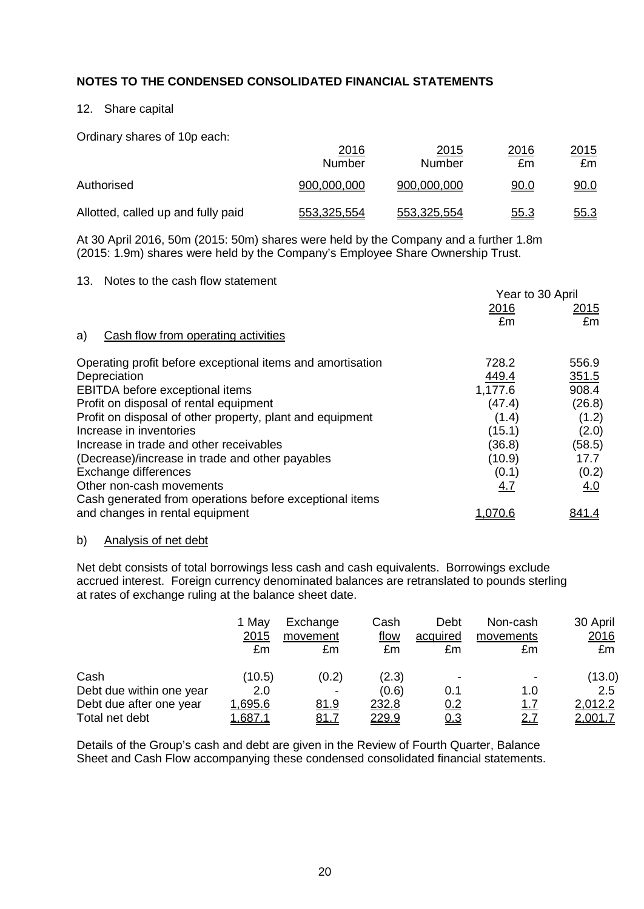## NOTES TO THE CONDENSED CONSOLIDATED FINANCIAL STATEMENTS

12. Share capital

Ordinary shares of 10p each:

| | 2016 Number | 2015 Number | 2016 £m | 2015 £m |
|---|---|---|---|---|
| Authorised | 900,000,000 | 900,000,000 | 90.0 | 90.0 |
| Allotted, called up and fully paid | 553,325,554 | 553,325,554 | 55.3 | 55.3 |

At 30 April 2016, 50m (2015: 50m) shares were held by the Company and a further 1.8m (2015: 1.9m) shares were held by the Company's Employee Share Ownership Trust.

13. Notes to the cash flow statement

a) Cash flow from operating activities

| | Year to 30 April 2016 £m | Year to 30 April 2015 £m |
|---|---|---|
| Operating profit before exceptional items and amortisation | 728.2 | 556.9 |
| Depreciation | 449.4 | 351.5 |
| EBITDA before exceptional items | 1,177.6 | 908.4 |
| Profit on disposal of rental equipment | (47.4) | (26.8) |
| Profit on disposal of other property, plant and equipment | (1.4) | (1.2) |
| Increase in inventories | (15.1) | (2.0) |
| Increase in trade and other receivables | (36.8) | (58.5) |
| (Decrease)/increase in trade and other payables | (10.9) | 17.7 |
| Exchange differences | (0.1) | (0.2) |
| Other non-cash movements | 4.7 | 4.0 |
| Cash generated from operations before exceptional items and changes in rental equipment | 1,070.6 | 841.4 |

b) Analysis of net debt

Net debt consists of total borrowings less cash and cash equivalents. Borrowings exclude accrued interest. Foreign currency denominated balances are retranslated to pounds sterling at rates of exchange ruling at the balance sheet date.

| | 1 May 2015 £m | Exchange movement £m | Cash flow £m | Debt acquired £m | Non-cash movements £m | 30 April 2016 £m |
|---|---|---|---|---|---|---|
| Cash | (10.5) | (0.2) | (2.3) | - | - | (13.0) |
| Debt due within one year | 2.0 | - | (0.6) | 0.1 | 1.0 | 2.5 |
| Debt due after one year | 1,695.6 | 81.9 | 232.8 | 0.2 | 1.7 | 2,012.2 |
| Total net debt | 1,687.1 | 81.7 | 229.9 | 0.3 | 2.7 | 2,001.7 |

Details of the Group's cash and debt are given in the Review of Fourth Quarter, Balance Sheet and Cash Flow accompanying these condensed consolidated financial statements.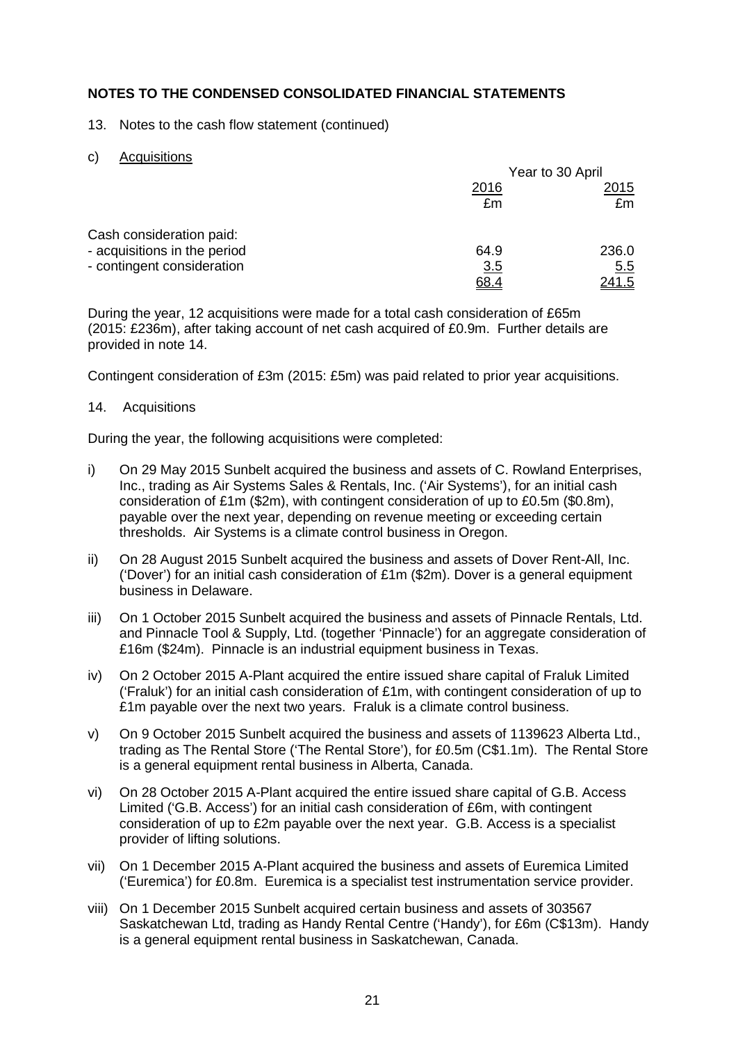## NOTES TO THE CONDENSED CONSOLIDATED FINANCIAL STATEMENTS

13. Notes to the cash flow statement (continued)

c) Acquisitions

| | Year to 30 April | |
|---|---|---|
| | 2016 | 2015 |
| | £m | £m |
| Cash consideration paid: | | |
| - acquisitions in the period | 64.9 | 236.0 |
| - contingent consideration | 3.5 | 5.5 |
| | 68.4 | 241.5 |

During the year, 12 acquisitions were made for a total cash consideration of £65m (2015: £236m), after taking account of net cash acquired of £0.9m. Further details are provided in note 14.

Contingent consideration of £3m (2015: £5m) was paid related to prior year acquisitions.

14. Acquisitions

During the year, the following acquisitions were completed:

i) On 29 May 2015 Sunbelt acquired the business and assets of C. Rowland Enterprises, Inc., trading as Air Systems Sales & Rentals, Inc. ('Air Systems'), for an initial cash consideration of £1m ($2m), with contingent consideration of up to £0.5m ($0.8m), payable over the next year, depending on revenue meeting or exceeding certain thresholds. Air Systems is a climate control business in Oregon.

ii) On 28 August 2015 Sunbelt acquired the business and assets of Dover Rent-All, Inc. ('Dover') for an initial cash consideration of £1m ($2m). Dover is a general equipment business in Delaware.

iii) On 1 October 2015 Sunbelt acquired the business and assets of Pinnacle Rentals, Ltd. and Pinnacle Tool & Supply, Ltd. (together 'Pinnacle') for an aggregate consideration of £16m ($24m). Pinnacle is an industrial equipment business in Texas.

iv) On 2 October 2015 A-Plant acquired the entire issued share capital of Fraluk Limited ('Fraluk') for an initial cash consideration of £1m, with contingent consideration of up to £1m payable over the next two years. Fraluk is a climate control business.

v) On 9 October 2015 Sunbelt acquired the business and assets of 1139623 Alberta Ltd., trading as The Rental Store ('The Rental Store'), for £0.5m (C$1.1m). The Rental Store is a general equipment rental business in Alberta, Canada.

vi) On 28 October 2015 A-Plant acquired the entire issued share capital of G.B. Access Limited ('G.B. Access') for an initial cash consideration of £6m, with contingent consideration of up to £2m payable over the next year. G.B. Access is a specialist provider of lifting solutions.

vii) On 1 December 2015 A-Plant acquired the business and assets of Euremica Limited ('Euremica') for £0.8m. Euremica is a specialist test instrumentation service provider.

viii) On 1 December 2015 Sunbelt acquired certain business and assets of 303567 Saskatchewan Ltd, trading as Handy Rental Centre ('Handy'), for £6m (C$13m). Handy is a general equipment rental business in Saskatchewan, Canada.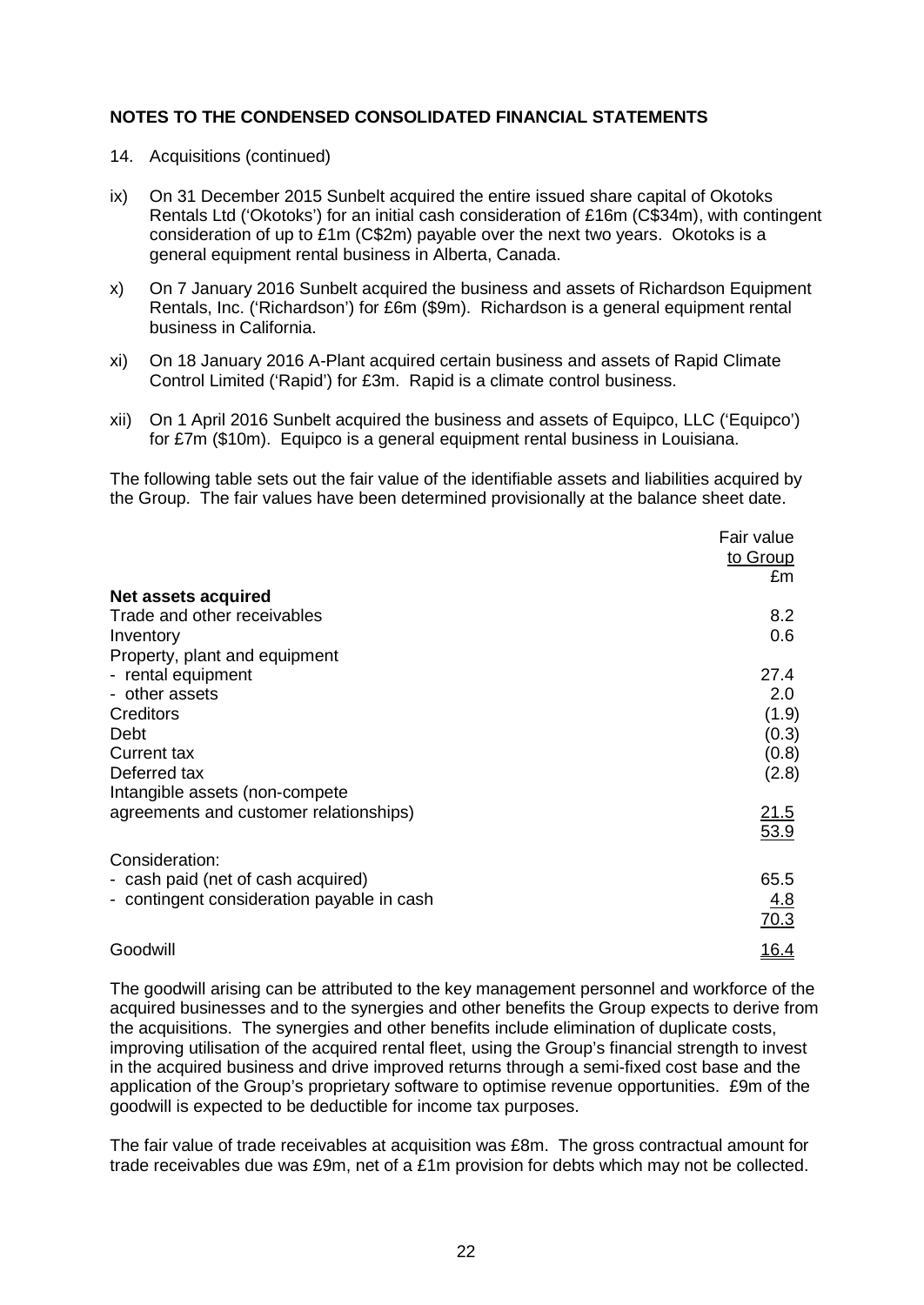**NOTES TO THE CONDENSED CONSOLIDATED FINANCIAL STATEMENTS**

14. Acquisitions (continued)

ix) On 31 December 2015 Sunbelt acquired the entire issued share capital of Okotoks Rentals Ltd ('Okotoks') for an initial cash consideration of £16m (C$34m), with contingent consideration of up to £1m (C$2m) payable over the next two years. Okotoks is a general equipment rental business in Alberta, Canada.

x) On 7 January 2016 Sunbelt acquired the business and assets of Richardson Equipment Rentals, Inc. ('Richardson') for £6m ($9m). Richardson is a general equipment rental business in California.

xi) On 18 January 2016 A-Plant acquired certain business and assets of Rapid Climate Control Limited ('Rapid') for £3m. Rapid is a climate control business.

xii) On 1 April 2016 Sunbelt acquired the business and assets of Equipco, LLC ('Equipco') for £7m ($10m). Equipco is a general equipment rental business in Louisiana.

The following table sets out the fair value of the identifiable assets and liabilities acquired by the Group. The fair values have been determined provisionally at the balance sheet date.

| | Fair value to Group £m |
|---|---|
| **Net assets acquired** | |
| Trade and other receivables | 8.2 |
| Inventory | 0.6 |
| Property, plant and equipment | |
| - rental equipment | 27.4 |
| - other assets | 2.0 |
| Creditors | (1.9) |
| Debt | (0.3) |
| Current tax | (0.8) |
| Deferred tax | (2.8) |
| Intangible assets (non-compete agreements and customer relationships) | 21.5 |
| | 53.9 |
| Consideration: | |
| - cash paid (net of cash acquired) | 65.5 |
| - contingent consideration payable in cash | 4.8 |
| | 70.3 |
| Goodwill | 16.4 |

The goodwill arising can be attributed to the key management personnel and workforce of the acquired businesses and to the synergies and other benefits the Group expects to derive from the acquisitions. The synergies and other benefits include elimination of duplicate costs, improving utilisation of the acquired rental fleet, using the Group's financial strength to invest in the acquired business and drive improved returns through a semi-fixed cost base and the application of the Group's proprietary software to optimise revenue opportunities. £9m of the goodwill is expected to be deductible for income tax purposes.

The fair value of trade receivables at acquisition was £8m. The gross contractual amount for trade receivables due was £9m, net of a £1m provision for debts which may not be collected.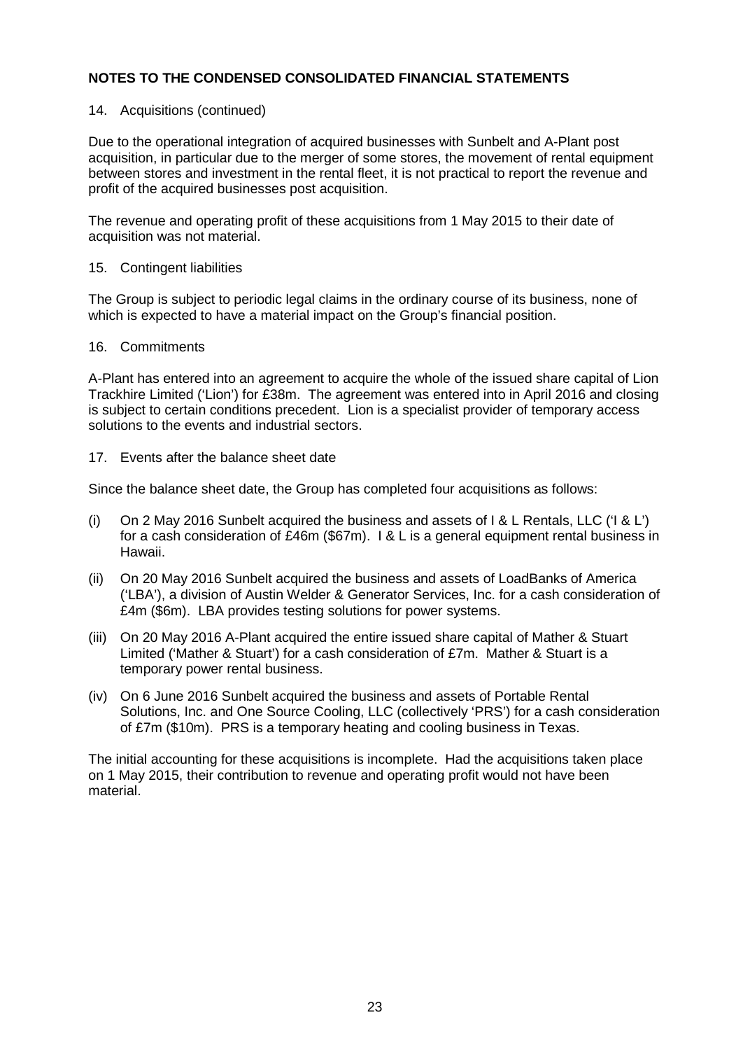## NOTES TO THE CONDENSED CONSOLIDATED FINANCIAL STATEMENTS

14. Acquisitions (continued)

Due to the operational integration of acquired businesses with Sunbelt and A-Plant post acquisition, in particular due to the merger of some stores, the movement of rental equipment between stores and investment in the rental fleet, it is not practical to report the revenue and profit of the acquired businesses post acquisition.

The revenue and operating profit of these acquisitions from 1 May 2015 to their date of acquisition was not material.

15. Contingent liabilities

The Group is subject to periodic legal claims in the ordinary course of its business, none of which is expected to have a material impact on the Group's financial position.

16. Commitments

A-Plant has entered into an agreement to acquire the whole of the issued share capital of Lion Trackhire Limited ('Lion') for £38m. The agreement was entered into in April 2016 and closing is subject to certain conditions precedent. Lion is a specialist provider of temporary access solutions to the events and industrial sectors.

17. Events after the balance sheet date

Since the balance sheet date, the Group has completed four acquisitions as follows:

(i) On 2 May 2016 Sunbelt acquired the business and assets of I & L Rentals, LLC ('I & L') for a cash consideration of £46m ($67m). I & L is a general equipment rental business in Hawaii.

(ii) On 20 May 2016 Sunbelt acquired the business and assets of LoadBanks of America ('LBA'), a division of Austin Welder & Generator Services, Inc. for a cash consideration of £4m ($6m). LBA provides testing solutions for power systems.

(iii) On 20 May 2016 A-Plant acquired the entire issued share capital of Mather & Stuart Limited ('Mather & Stuart') for a cash consideration of £7m. Mather & Stuart is a temporary power rental business.

(iv) On 6 June 2016 Sunbelt acquired the business and assets of Portable Rental Solutions, Inc. and One Source Cooling, LLC (collectively 'PRS') for a cash consideration of £7m ($10m). PRS is a temporary heating and cooling business in Texas.

The initial accounting for these acquisitions is incomplete. Had the acquisitions taken place on 1 May 2015, their contribution to revenue and operating profit would not have been material.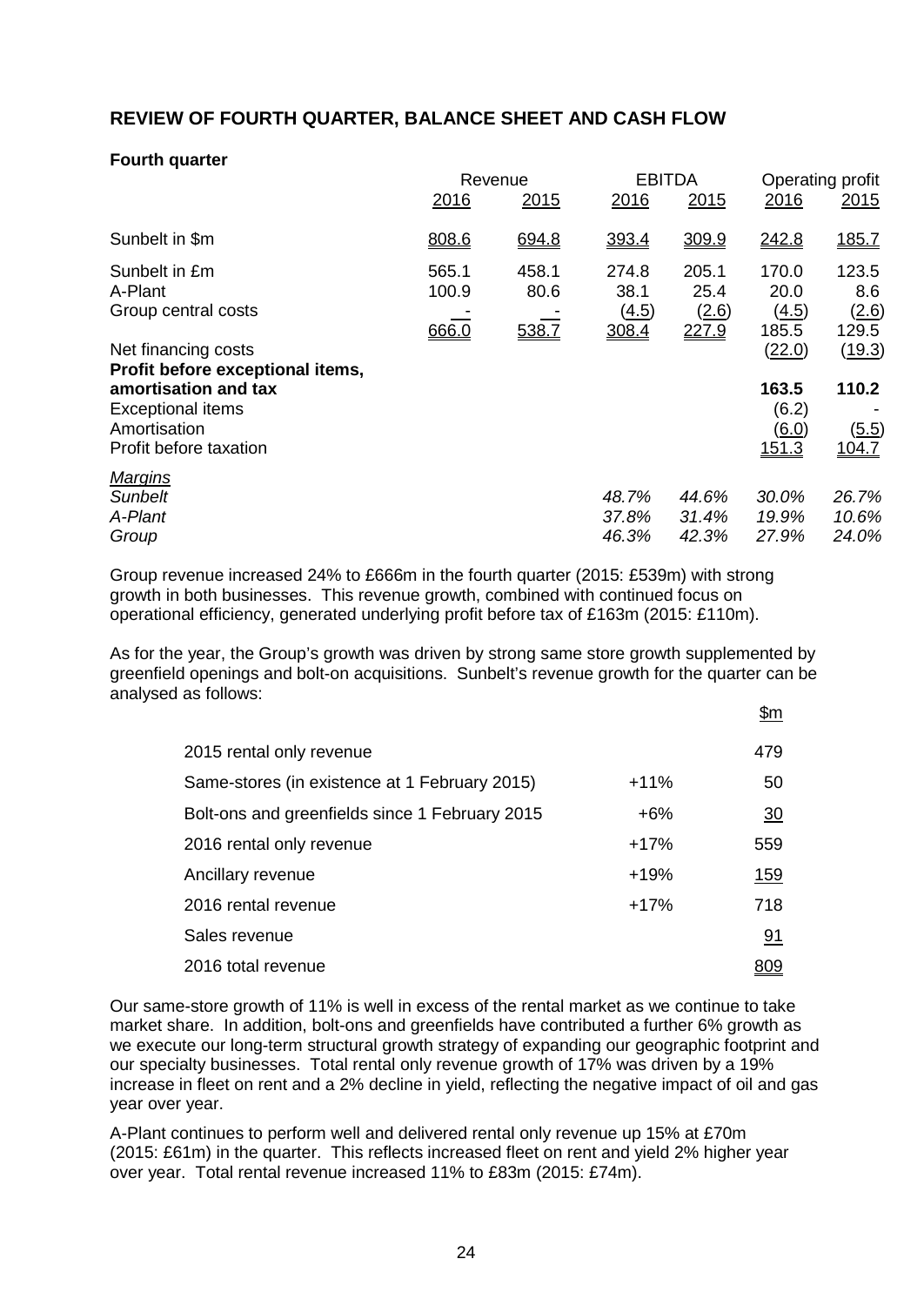## REVIEW OF FOURTH QUARTER, BALANCE SHEET AND CASH FLOW

### Fourth quarter

| | Revenue | | EBITDA | | Operating profit | |
|---|---|---|---|---|---|---|
| | 2016 | 2015 | 2016 | 2015 | 2016 | 2015 |
| Sunbelt in $m | 808.6 | 694.8 | 393.4 | 309.9 | 242.8 | 185.7 |
| Sunbelt in £m | 565.1 | 458.1 | 274.8 | 205.1 | 170.0 | 123.5 |
| A-Plant | 100.9 | 80.6 | 38.1 | 25.4 | 20.0 | 8.6 |
| Group central costs | - | - | (4.5) | (2.6) | (4.5) | (2.6) |
| | 666.0 | 538.7 | 308.4 | 227.9 | 185.5 | 129.5 |
| Net financing costs | | | | | (22.0) | (19.3) |
| **Profit before exceptional items, amortisation and tax** | | | | | **163.5** | **110.2** |
| Exceptional items | | | | | (6.2) | - |
| Amortisation | | | | | (6.0) | (5.5) |
| Profit before taxation | | | | | 151.3 | 104.7 |
| *Margins* | | | | | | |
| *Sunbelt* | | | *48.7%* | *44.6%* | *30.0%* | *26.7%* |
| *A-Plant* | | | *37.8%* | *31.4%* | *19.9%* | *10.6%* |
| *Group* | | | *46.3%* | *42.3%* | *27.9%* | *24.0%* |

Group revenue increased 24% to £666m in the fourth quarter (2015: £539m) with strong growth in both businesses. This revenue growth, combined with continued focus on operational efficiency, generated underlying profit before tax of £163m (2015: £110m).

As for the year, the Group's growth was driven by strong same store growth supplemented by greenfield openings and bolt-on acquisitions. Sunbelt's revenue growth for the quarter can be analysed as follows:

| | | $m |
|---|---|---|
| 2015 rental only revenue | | 479 |
| Same-stores (in existence at 1 February 2015) | +11% | 50 |
| Bolt-ons and greenfields since 1 February 2015 | +6% | 30 |
| 2016 rental only revenue | +17% | 559 |
| Ancillary revenue | +19% | 159 |
| 2016 rental revenue | +17% | 718 |
| Sales revenue | | 91 |
| 2016 total revenue | | 809 |

Our same-store growth of 11% is well in excess of the rental market as we continue to take market share. In addition, bolt-ons and greenfields have contributed a further 6% growth as we execute our long-term structural growth strategy of expanding our geographic footprint and our specialty businesses. Total rental only revenue growth of 17% was driven by a 19% increase in fleet on rent and a 2% decline in yield, reflecting the negative impact of oil and gas year over year.

A-Plant continues to perform well and delivered rental only revenue up 15% at £70m (2015: £61m) in the quarter. This reflects increased fleet on rent and yield 2% higher year over year. Total rental revenue increased 11% to £83m (2015: £74m).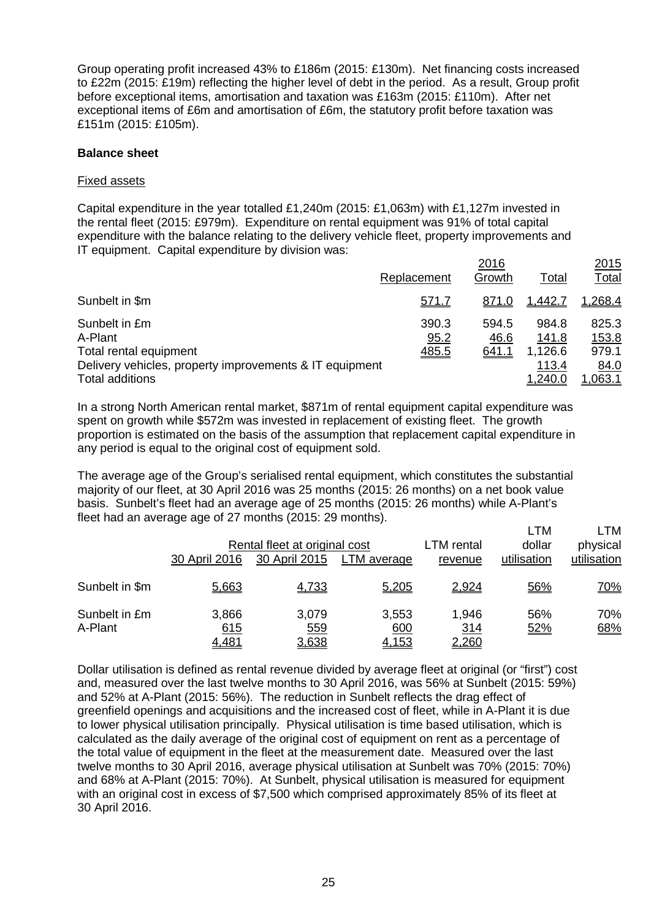Group operating profit increased 43% to £186m (2015: £130m). Net financing costs increased to £22m (2015: £19m) reflecting the higher level of debt in the period. As a result, Group profit before exceptional items, amortisation and taxation was £163m (2015: £110m). After net exceptional items of £6m and amortisation of £6m, the statutory profit before taxation was £151m (2015: £105m).

**Balance sheet**

Fixed assets

Capital expenditure in the year totalled £1,240m (2015: £1,063m) with £1,127m invested in the rental fleet (2015: £979m). Expenditure on rental equipment was 91% of total capital expenditure with the balance relating to the delivery vehicle fleet, property improvements and IT equipment. Capital expenditure by division was:

| | Replacement | 2016 Growth | Total | 2015 Total |
|---|---|---|---|---|
| Sunbelt in $m | 571.7 | 871.0 | 1,442.7 | 1,268.4 |
| Sunbelt in £m | 390.3 | 594.5 | 984.8 | 825.3 |
| A-Plant | 95.2 | 46.6 | 141.8 | 153.8 |
| Total rental equipment | 485.5 | 641.1 | 1,126.6 | 979.1 |
| Delivery vehicles, property improvements & IT equipment | | | 113.4 | 84.0 |
| Total additions | | | 1,240.0 | 1,063.1 |

In a strong North American rental market, $871m of rental equipment capital expenditure was spent on growth while $572m was invested in replacement of existing fleet. The growth proportion is estimated on the basis of the assumption that replacement capital expenditure in any period is equal to the original cost of equipment sold.

The average age of the Group's serialised rental equipment, which constitutes the substantial majority of our fleet, at 30 April 2016 was 25 months (2015: 26 months) on a net book value basis. Sunbelt's fleet had an average age of 25 months (2015: 26 months) while A-Plant's fleet had an average age of 27 months (2015: 29 months).

| | Rental fleet at original cost | | | LTM rental | LTM dollar | LTM physical |
|---|---|---|---|---|---|---|
| | 30 April 2016 | 30 April 2015 | LTM average | revenue | utilisation | utilisation |
| Sunbelt in $m | 5,663 | 4,733 | 5,205 | 2,924 | 56% | 70% |
| Sunbelt in £m | 3,866 | 3,079 | 3,553 | 1,946 | 56% | 70% |
| A-Plant | 615 | 559 | 600 | 314 | 52% | 68% |
| | 4,481 | 3,638 | 4,153 | 2,260 | | |

Dollar utilisation is defined as rental revenue divided by average fleet at original (or "first") cost and, measured over the last twelve months to 30 April 2016, was 56% at Sunbelt (2015: 59%) and 52% at A-Plant (2015: 56%). The reduction in Sunbelt reflects the drag effect of greenfield openings and acquisitions and the increased cost of fleet, while in A-Plant it is due to lower physical utilisation principally. Physical utilisation is time based utilisation, which is calculated as the daily average of the original cost of equipment on rent as a percentage of the total value of equipment in the fleet at the measurement date. Measured over the last twelve months to 30 April 2016, average physical utilisation at Sunbelt was 70% (2015: 70%) and 68% at A-Plant (2015: 70%). At Sunbelt, physical utilisation is measured for equipment with an original cost in excess of $7,500 which comprised approximately 85% of its fleet at 30 April 2016.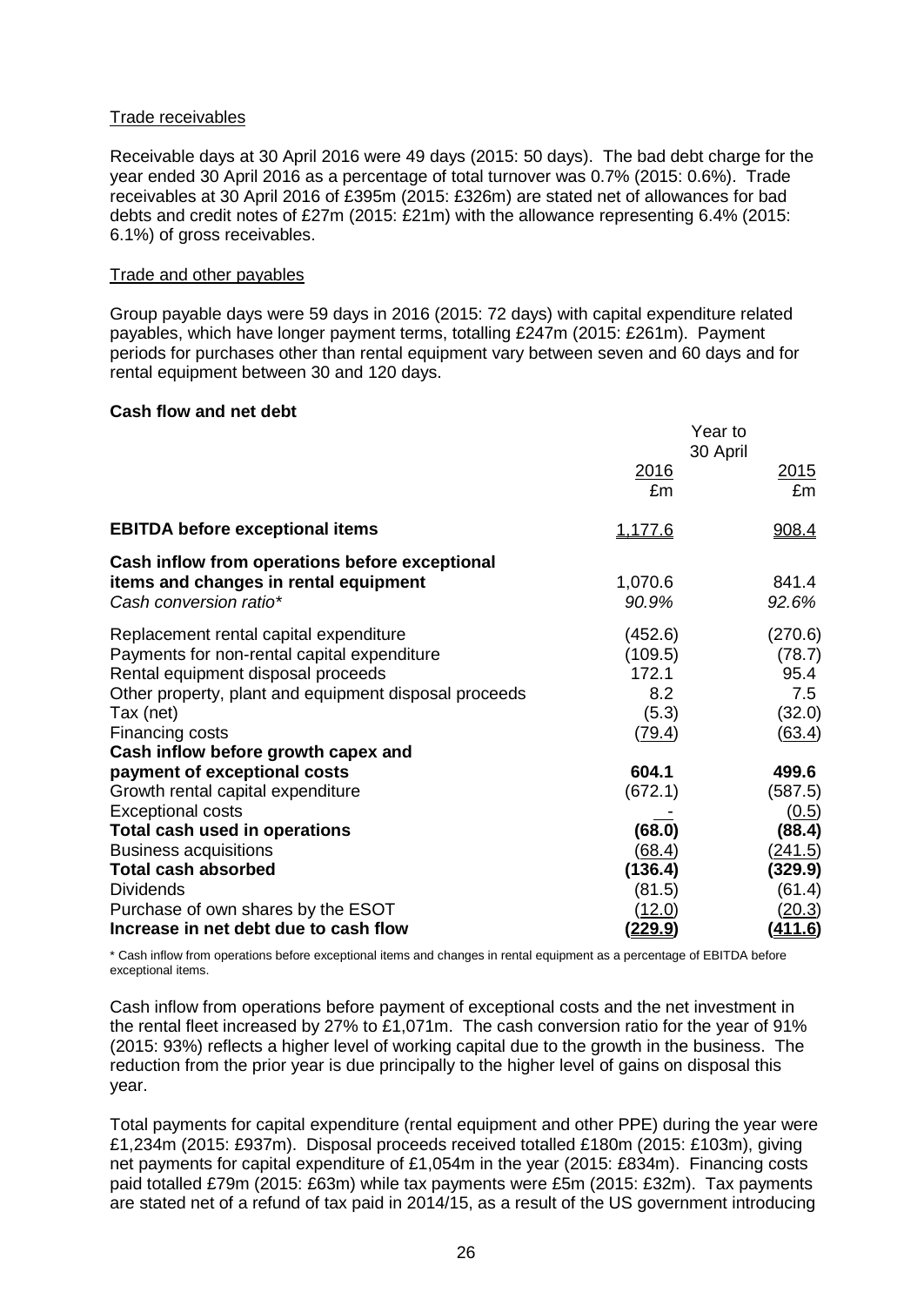Trade receivables

Receivable days at 30 April 2016 were 49 days (2015: 50 days). The bad debt charge for the year ended 30 April 2016 as a percentage of total turnover was 0.7% (2015: 0.6%). Trade receivables at 30 April 2016 of £395m (2015: £326m) are stated net of allowances for bad debts and credit notes of £27m (2015: £21m) with the allowance representing 6.4% (2015: 6.1%) of gross receivables.

Trade and other payables

Group payable days were 59 days in 2016 (2015: 72 days) with capital expenditure related payables, which have longer payment terms, totalling £247m (2015: £261m). Payment periods for purchases other than rental equipment vary between seven and 60 days and for rental equipment between 30 and 120 days.

**Cash flow and net debt**

| | Year to 30 April | |
|---|---|---|
| | 2016 £m | 2015 £m |
| **EBITDA before exceptional items** | 1,177.6 | 908.4 |
| **Cash inflow from operations before exceptional items and changes in rental equipment** | 1,070.6 | 841.4 |
| *Cash conversion ratio** | *90.9%* | *92.6%* |
| Replacement rental capital expenditure | (452.6) | (270.6) |
| Payments for non-rental capital expenditure | (109.5) | (78.7) |
| Rental equipment disposal proceeds | 172.1 | 95.4 |
| Other property, plant and equipment disposal proceeds | 8.2 | 7.5 |
| Tax (net) | (5.3) | (32.0) |
| Financing costs | (79.4) | (63.4) |
| **Cash inflow before growth capex and payment of exceptional costs** | **604.1** | **499.6** |
| Growth rental capital expenditure | (672.1) | (587.5) |
| Exceptional costs | - | (0.5) |
| **Total cash used in operations** | **(68.0)** | **(88.4)** |
| Business acquisitions | (68.4) | (241.5) |
| **Total cash absorbed** | **(136.4)** | **(329.9)** |
| Dividends | (81.5) | (61.4) |
| Purchase of own shares by the ESOT | (12.0) | (20.3) |
| **Increase in net debt due to cash flow** | **(229.9)** | **(411.6)** |

\* Cash inflow from operations before exceptional items and changes in rental equipment as a percentage of EBITDA before exceptional items.

Cash inflow from operations before payment of exceptional costs and the net investment in the rental fleet increased by 27% to £1,071m. The cash conversion ratio for the year of 91% (2015: 93%) reflects a higher level of working capital due to the growth in the business. The reduction from the prior year is due principally to the higher level of gains on disposal this year.

Total payments for capital expenditure (rental equipment and other PPE) during the year were £1,234m (2015: £937m). Disposal proceeds received totalled £180m (2015: £103m), giving net payments for capital expenditure of £1,054m in the year (2015: £834m). Financing costs paid totalled £79m (2015: £63m) while tax payments were £5m (2015: £32m). Tax payments are stated net of a refund of tax paid in 2014/15, as a result of the US government introducing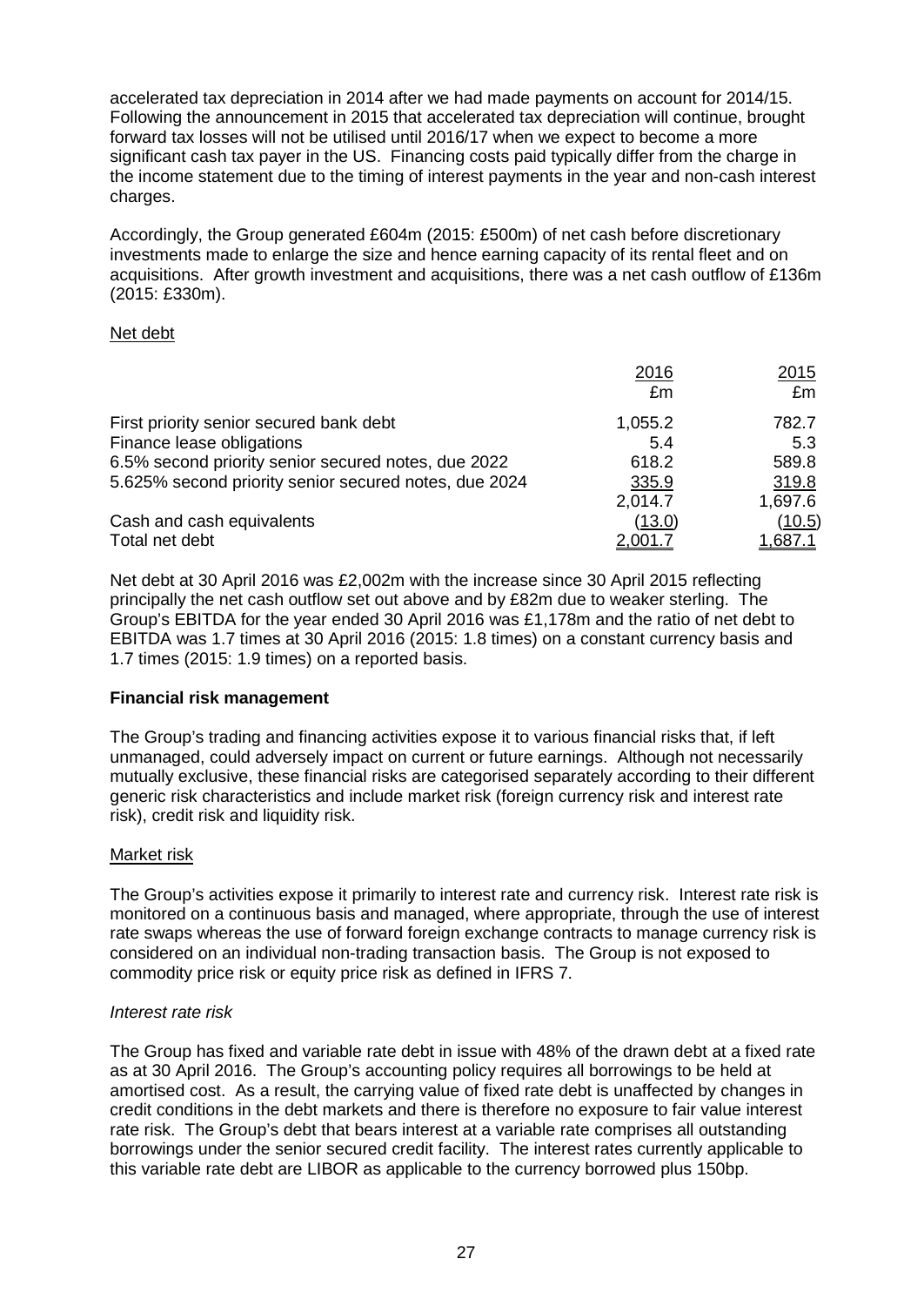accelerated tax depreciation in 2014 after we had made payments on account for 2014/15. Following the announcement in 2015 that accelerated tax depreciation will continue, brought forward tax losses will not be utilised until 2016/17 when we expect to become a more significant cash tax payer in the US. Financing costs paid typically differ from the charge in the income statement due to the timing of interest payments in the year and non-cash interest charges.

Accordingly, the Group generated £604m (2015: £500m) of net cash before discretionary investments made to enlarge the size and hence earning capacity of its rental fleet and on acquisitions. After growth investment and acquisitions, there was a net cash outflow of £136m (2015: £330m).

Net debt

| | 2016<br>£m | 2015<br>£m |
|---|---|---|
| First priority senior secured bank debt | 1,055.2 | 782.7 |
| Finance lease obligations | 5.4 | 5.3 |
| 6.5% second priority senior secured notes, due 2022 | 618.2 | 589.8 |
| 5.625% second priority senior secured notes, due 2024 | 335.9 | 319.8 |
| | 2,014.7 | 1,697.6 |
| Cash and cash equivalents | (13.0) | (10.5) |
| Total net debt | 2,001.7 | 1,687.1 |

Net debt at 30 April 2016 was £2,002m with the increase since 30 April 2015 reflecting principally the net cash outflow set out above and by £82m due to weaker sterling. The Group's EBITDA for the year ended 30 April 2016 was £1,178m and the ratio of net debt to EBITDA was 1.7 times at 30 April 2016 (2015: 1.8 times) on a constant currency basis and 1.7 times (2015: 1.9 times) on a reported basis.

**Financial risk management**

The Group's trading and financing activities expose it to various financial risks that, if left unmanaged, could adversely impact on current or future earnings. Although not necessarily mutually exclusive, these financial risks are categorised separately according to their different generic risk characteristics and include market risk (foreign currency risk and interest rate risk), credit risk and liquidity risk.

Market risk

The Group's activities expose it primarily to interest rate and currency risk. Interest rate risk is monitored on a continuous basis and managed, where appropriate, through the use of interest rate swaps whereas the use of forward foreign exchange contracts to manage currency risk is considered on an individual non-trading transaction basis. The Group is not exposed to commodity price risk or equity price risk as defined in IFRS 7.

*Interest rate risk*

The Group has fixed and variable rate debt in issue with 48% of the drawn debt at a fixed rate as at 30 April 2016. The Group's accounting policy requires all borrowings to be held at amortised cost. As a result, the carrying value of fixed rate debt is unaffected by changes in credit conditions in the debt markets and there is therefore no exposure to fair value interest rate risk. The Group's debt that bears interest at a variable rate comprises all outstanding borrowings under the senior secured credit facility. The interest rates currently applicable to this variable rate debt are LIBOR as applicable to the currency borrowed plus 150bp.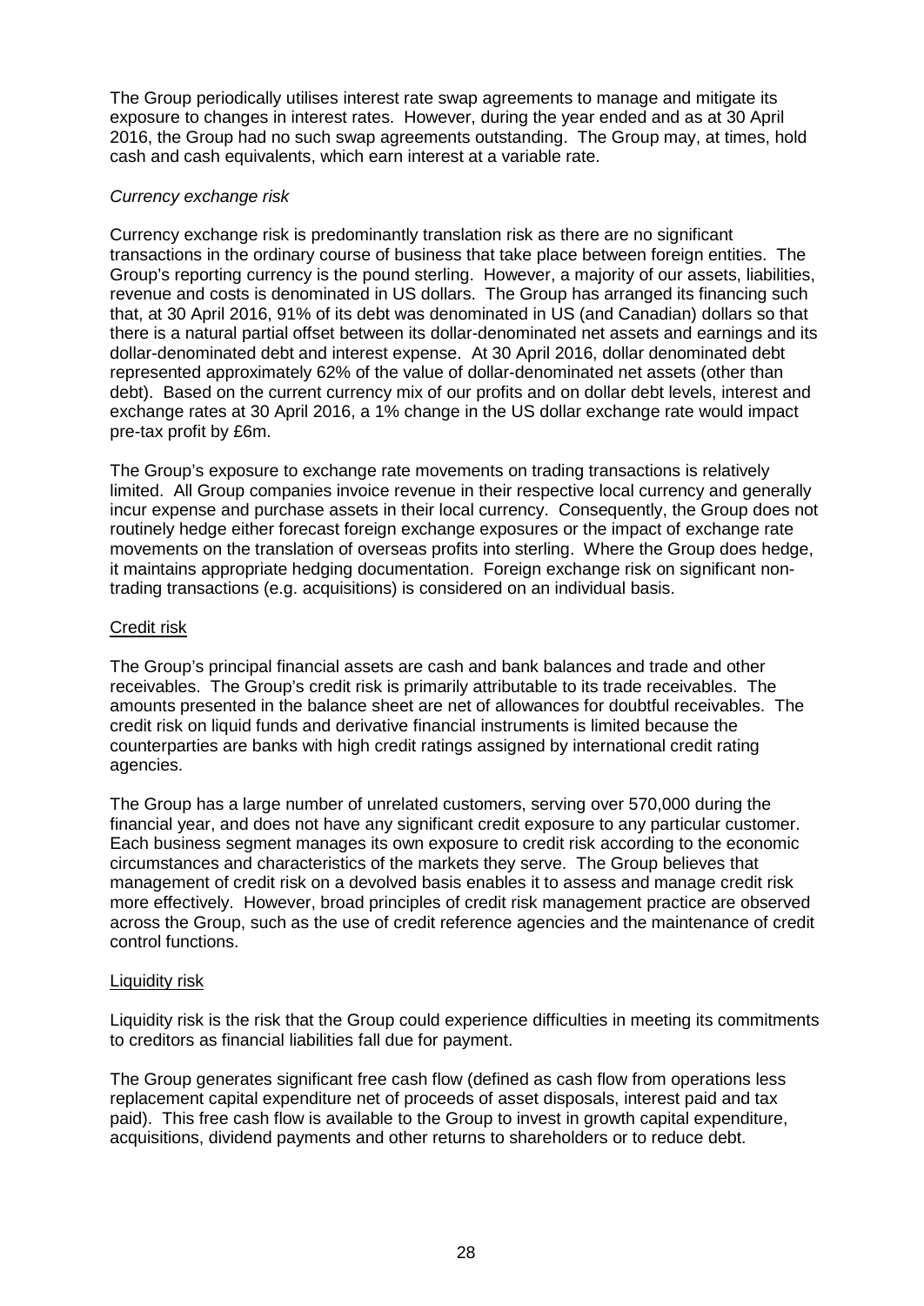The Group periodically utilises interest rate swap agreements to manage and mitigate its exposure to changes in interest rates. However, during the year ended and as at 30 April 2016, the Group had no such swap agreements outstanding. The Group may, at times, hold cash and cash equivalents, which earn interest at a variable rate.

*Currency exchange risk*

Currency exchange risk is predominantly translation risk as there are no significant transactions in the ordinary course of business that take place between foreign entities. The Group's reporting currency is the pound sterling. However, a majority of our assets, liabilities, revenue and costs is denominated in US dollars. The Group has arranged its financing such that, at 30 April 2016, 91% of its debt was denominated in US (and Canadian) dollars so that there is a natural partial offset between its dollar-denominated net assets and earnings and its dollar-denominated debt and interest expense. At 30 April 2016, dollar denominated debt represented approximately 62% of the value of dollar-denominated net assets (other than debt). Based on the current currency mix of our profits and on dollar debt levels, interest and exchange rates at 30 April 2016, a 1% change in the US dollar exchange rate would impact pre-tax profit by £6m.

The Group's exposure to exchange rate movements on trading transactions is relatively limited. All Group companies invoice revenue in their respective local currency and generally incur expense and purchase assets in their local currency. Consequently, the Group does not routinely hedge either forecast foreign exchange exposures or the impact of exchange rate movements on the translation of overseas profits into sterling. Where the Group does hedge, it maintains appropriate hedging documentation. Foreign exchange risk on significant non-trading transactions (e.g. acquisitions) is considered on an individual basis.

Credit risk

The Group's principal financial assets are cash and bank balances and trade and other receivables. The Group's credit risk is primarily attributable to its trade receivables. The amounts presented in the balance sheet are net of allowances for doubtful receivables. The credit risk on liquid funds and derivative financial instruments is limited because the counterparties are banks with high credit ratings assigned by international credit rating agencies.

The Group has a large number of unrelated customers, serving over 570,000 during the financial year, and does not have any significant credit exposure to any particular customer. Each business segment manages its own exposure to credit risk according to the economic circumstances and characteristics of the markets they serve. The Group believes that management of credit risk on a devolved basis enables it to assess and manage credit risk more effectively. However, broad principles of credit risk management practice are observed across the Group, such as the use of credit reference agencies and the maintenance of credit control functions.

Liquidity risk

Liquidity risk is the risk that the Group could experience difficulties in meeting its commitments to creditors as financial liabilities fall due for payment.

The Group generates significant free cash flow (defined as cash flow from operations less replacement capital expenditure net of proceeds of asset disposals, interest paid and tax paid). This free cash flow is available to the Group to invest in growth capital expenditure, acquisitions, dividend payments and other returns to shareholders or to reduce debt.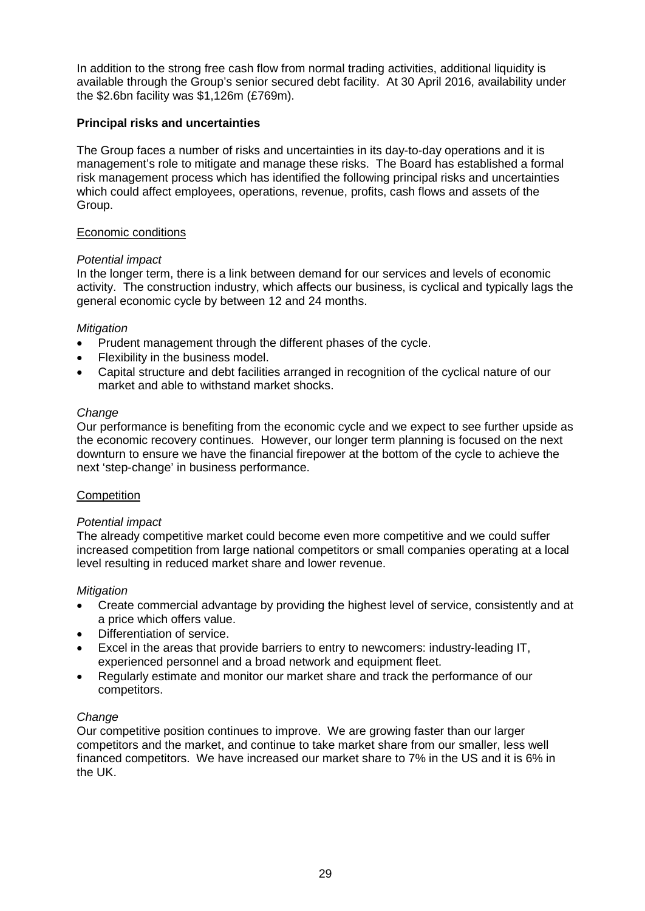In addition to the strong free cash flow from normal trading activities, additional liquidity is available through the Group's senior secured debt facility. At 30 April 2016, availability under the $2.6bn facility was $1,126m (£769m).

**Principal risks and uncertainties**

The Group faces a number of risks and uncertainties in its day-to-day operations and it is management's role to mitigate and manage these risks. The Board has established a formal risk management process which has identified the following principal risks and uncertainties which could affect employees, operations, revenue, profits, cash flows and assets of the Group.

Economic conditions

*Potential impact*
In the longer term, there is a link between demand for our services and levels of economic activity. The construction industry, which affects our business, is cyclical and typically lags the general economic cycle by between 12 and 24 months.

*Mitigation*

- Prudent management through the different phases of the cycle.
- Flexibility in the business model.
- Capital structure and debt facilities arranged in recognition of the cyclical nature of our market and able to withstand market shocks.

*Change*
Our performance is benefiting from the economic cycle and we expect to see further upside as the economic recovery continues. However, our longer term planning is focused on the next downturn to ensure we have the financial firepower at the bottom of the cycle to achieve the next 'step-change' in business performance.

Competition

*Potential impact*
The already competitive market could become even more competitive and we could suffer increased competition from large national competitors or small companies operating at a local level resulting in reduced market share and lower revenue.

*Mitigation*

- Create commercial advantage by providing the highest level of service, consistently and at a price which offers value.
- Differentiation of service.
- Excel in the areas that provide barriers to entry to newcomers: industry-leading IT, experienced personnel and a broad network and equipment fleet.
- Regularly estimate and monitor our market share and track the performance of our competitors.

*Change*
Our competitive position continues to improve. We are growing faster than our larger competitors and the market, and continue to take market share from our smaller, less well financed competitors. We have increased our market share to 7% in the US and it is 6% in the UK.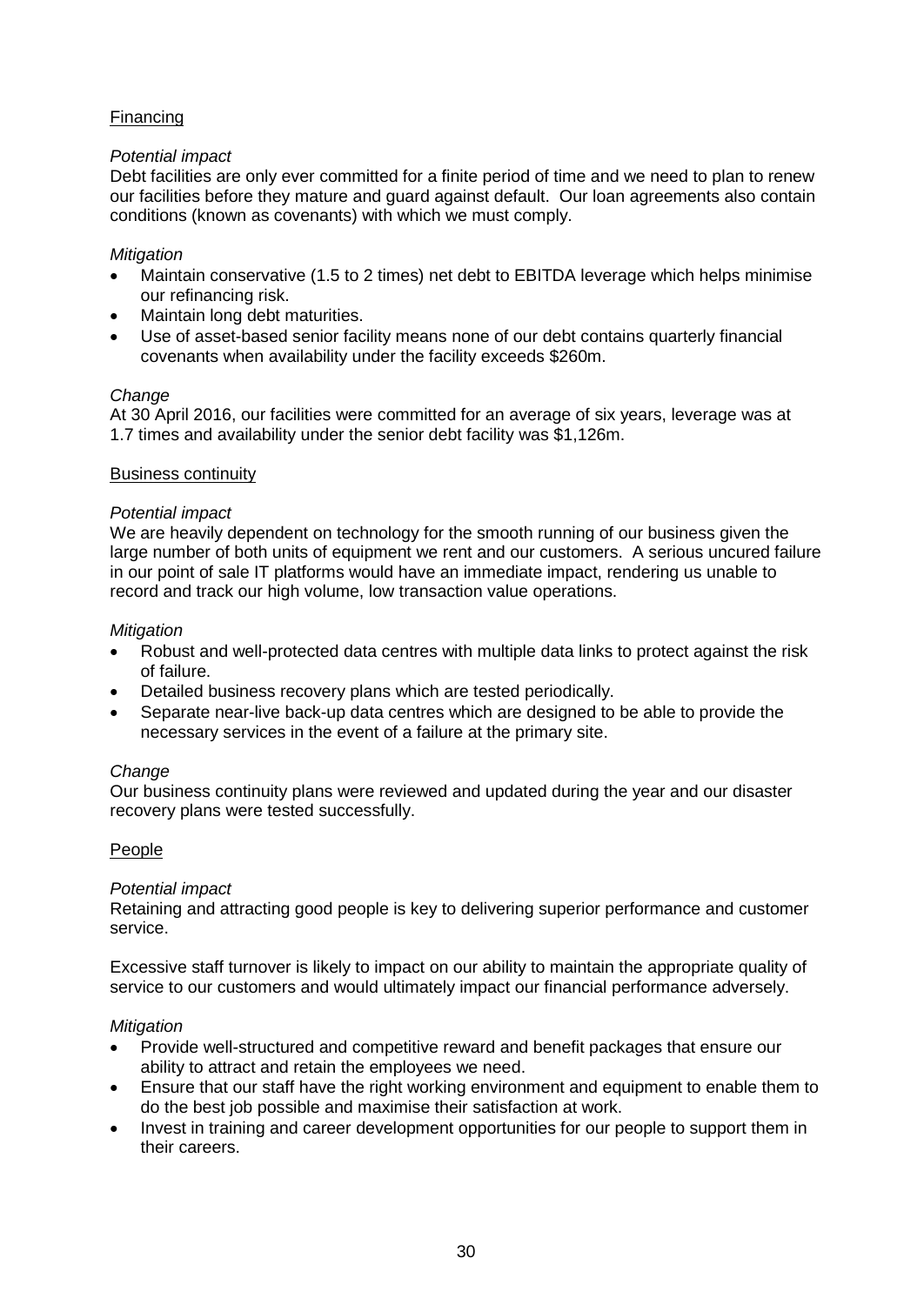Financing

*Potential impact*

Debt facilities are only ever committed for a finite period of time and we need to plan to renew our facilities before they mature and guard against default. Our loan agreements also contain conditions (known as covenants) with which we must comply.

*Mitigation*

- Maintain conservative (1.5 to 2 times) net debt to EBITDA leverage which helps minimise our refinancing risk.
- Maintain long debt maturities.
- Use of asset-based senior facility means none of our debt contains quarterly financial covenants when availability under the facility exceeds $260m.

*Change*

At 30 April 2016, our facilities were committed for an average of six years, leverage was at 1.7 times and availability under the senior debt facility was $1,126m.

Business continuity

*Potential impact*

We are heavily dependent on technology for the smooth running of our business given the large number of both units of equipment we rent and our customers. A serious uncured failure in our point of sale IT platforms would have an immediate impact, rendering us unable to record and track our high volume, low transaction value operations.

*Mitigation*

- Robust and well-protected data centres with multiple data links to protect against the risk of failure.
- Detailed business recovery plans which are tested periodically.
- Separate near-live back-up data centres which are designed to be able to provide the necessary services in the event of a failure at the primary site.

*Change*

Our business continuity plans were reviewed and updated during the year and our disaster recovery plans were tested successfully.

People

*Potential impact*

Retaining and attracting good people is key to delivering superior performance and customer service.

Excessive staff turnover is likely to impact on our ability to maintain the appropriate quality of service to our customers and would ultimately impact our financial performance adversely.

*Mitigation*

- Provide well-structured and competitive reward and benefit packages that ensure our ability to attract and retain the employees we need.
- Ensure that our staff have the right working environment and equipment to enable them to do the best job possible and maximise their satisfaction at work.
- Invest in training and career development opportunities for our people to support them in their careers.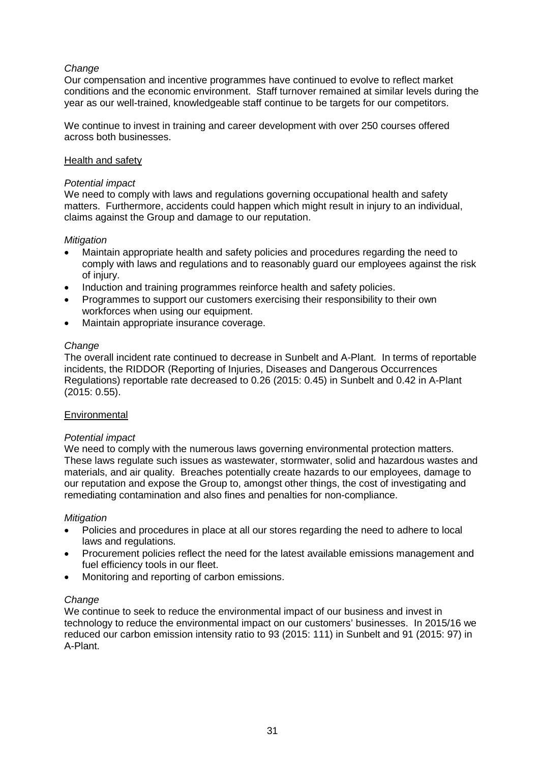*Change*

Our compensation and incentive programmes have continued to evolve to reflect market conditions and the economic environment. Staff turnover remained at similar levels during the year as our well-trained, knowledgeable staff continue to be targets for our competitors.

We continue to invest in training and career development with over 250 courses offered across both businesses.

<u>Health and safety</u>

*Potential impact*

We need to comply with laws and regulations governing occupational health and safety matters. Furthermore, accidents could happen which might result in injury to an individual, claims against the Group and damage to our reputation.

*Mitigation*

- Maintain appropriate health and safety policies and procedures regarding the need to comply with laws and regulations and to reasonably guard our employees against the risk of injury.
- Induction and training programmes reinforce health and safety policies.
- Programmes to support our customers exercising their responsibility to their own workforces when using our equipment.
- Maintain appropriate insurance coverage.

*Change*

The overall incident rate continued to decrease in Sunbelt and A-Plant. In terms of reportable incidents, the RIDDOR (Reporting of Injuries, Diseases and Dangerous Occurrences Regulations) reportable rate decreased to 0.26 (2015: 0.45) in Sunbelt and 0.42 in A-Plant (2015: 0.55).

<u>Environmental</u>

*Potential impact*

We need to comply with the numerous laws governing environmental protection matters. These laws regulate such issues as wastewater, stormwater, solid and hazardous wastes and materials, and air quality. Breaches potentially create hazards to our employees, damage to our reputation and expose the Group to, amongst other things, the cost of investigating and remediating contamination and also fines and penalties for non-compliance.

*Mitigation*

- Policies and procedures in place at all our stores regarding the need to adhere to local laws and regulations.
- Procurement policies reflect the need for the latest available emissions management and fuel efficiency tools in our fleet.
- Monitoring and reporting of carbon emissions.

*Change*

We continue to seek to reduce the environmental impact of our business and invest in technology to reduce the environmental impact on our customers' businesses. In 2015/16 we reduced our carbon emission intensity ratio to 93 (2015: 111) in Sunbelt and 91 (2015: 97) in A-Plant.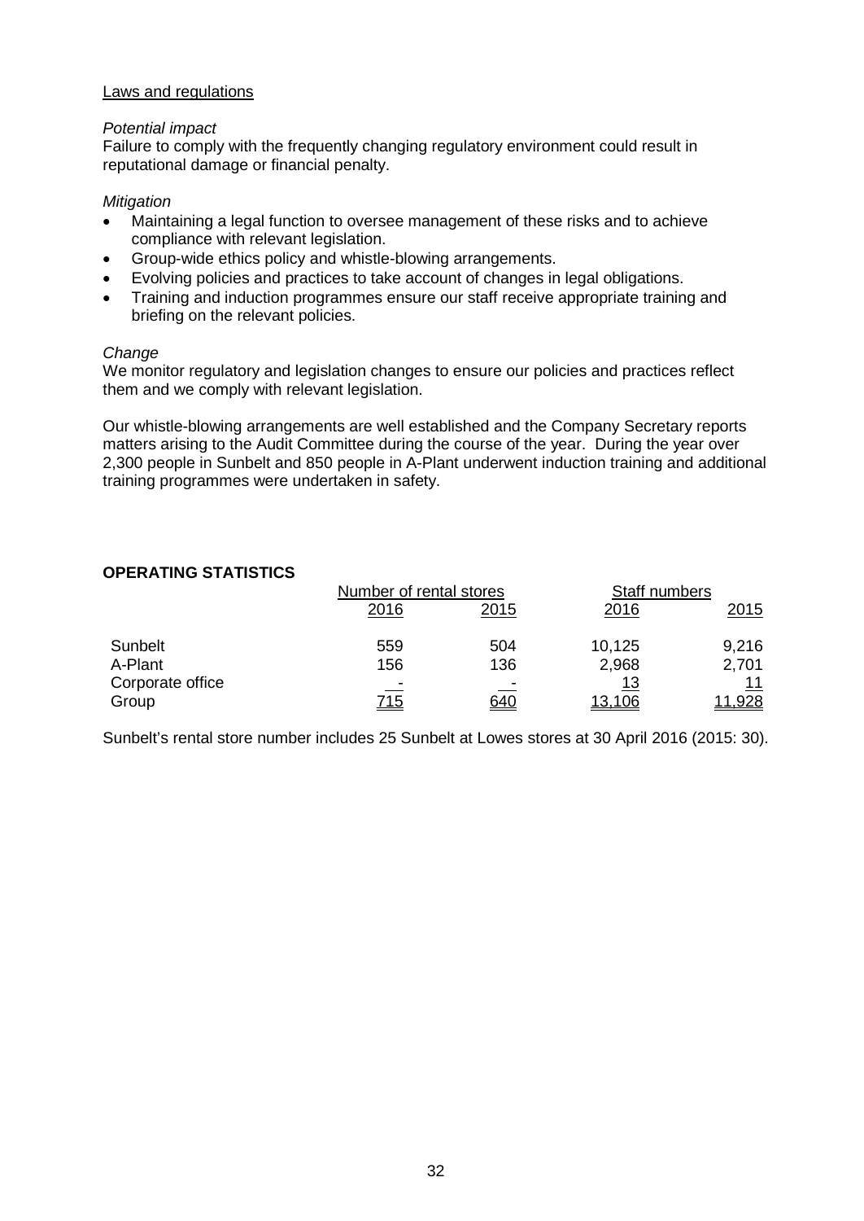Laws and regulations

*Potential impact*

Failure to comply with the frequently changing regulatory environment could result in reputational damage or financial penalty.

*Mitigation*

- Maintaining a legal function to oversee management of these risks and to achieve compliance with relevant legislation.
- Group-wide ethics policy and whistle-blowing arrangements.
- Evolving policies and practices to take account of changes in legal obligations.
- Training and induction programmes ensure our staff receive appropriate training and briefing on the relevant policies.

*Change*

We monitor regulatory and legislation changes to ensure our policies and practices reflect them and we comply with relevant legislation.

Our whistle-blowing arrangements are well established and the Company Secretary reports matters arising to the Audit Committee during the course of the year. During the year over 2,300 people in Sunbelt and 850 people in A-Plant underwent induction training and additional training programmes were undertaken in safety.

## OPERATING STATISTICS

| | Number of rental stores | | Staff numbers | |
|---|---|---|---|---|
| | 2016 | 2015 | 2016 | 2015 |
| Sunbelt | 559 | 504 | 10,125 | 9,216 |
| A-Plant | 156 | 136 | 2,968 | 2,701 |
| Corporate office | - | - | 13 | 11 |
| Group | 715 | 640 | 13,106 | 11,928 |

Sunbelt's rental store number includes 25 Sunbelt at Lowes stores at 30 April 2016 (2015: 30).